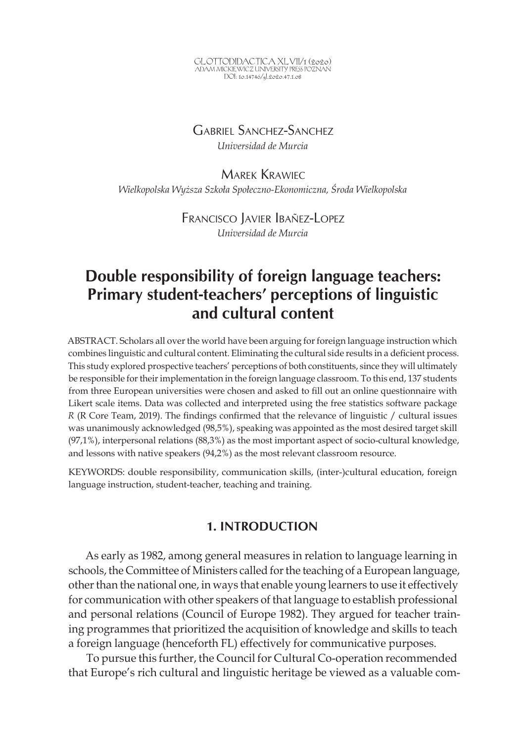Gabriel Sanchez-Sanchez
*Universidad de Murcia*

Marek Krawiec
*Wielkopolska Wyższa Szkoła Społeczno-Ekonomiczna, Środa Wielkopolska*

Francisco Javier Ibañez-Lopez
*Universidad de Murcia*

# Double responsibility of foreign language teachers: Primary student-teachers' perceptions of linguistic and cultural content

ABSTRACT. Scholars all over the world have been arguing for foreign language instruction which combines linguistic and cultural content. Eliminating the cultural side results in a deficient process. This study explored prospective teachers' perceptions of both constituents, since they will ultimately be responsible for their implementation in the foreign language classroom. To this end, 137 students from three European universities were chosen and asked to fill out an online questionnaire with Likert scale items. Data was collected and interpreted using the free statistics software package *R* (R Core Team, 2019). The findings confirmed that the relevance of linguistic / cultural issues was unanimously acknowledged (98,5%), speaking was appointed as the most desired target skill (97,1%), interpersonal relations (88,3%) as the most important aspect of socio-cultural knowledge, and lessons with native speakers (94,2%) as the most relevant classroom resource.

KEYWORDS: double responsibility, communication skills, (inter-)cultural education, foreign language instruction, student-teacher, teaching and training.

## 1. INTRODUCTION

As early as 1982, among general measures in relation to language learning in schools, the Committee of Ministers called for the teaching of a European language, other than the national one, in ways that enable young learners to use it effectively for communication with other speakers of that language to establish professional and personal relations (Council of Europe 1982). They argued for teacher training programmes that prioritized the acquisition of knowledge and skills to teach a foreign language (henceforth FL) effectively for communicative purposes.

To pursue this further, the Council for Cultural Co-operation recommended that Europe's rich cultural and linguistic heritage be viewed as a valuable com-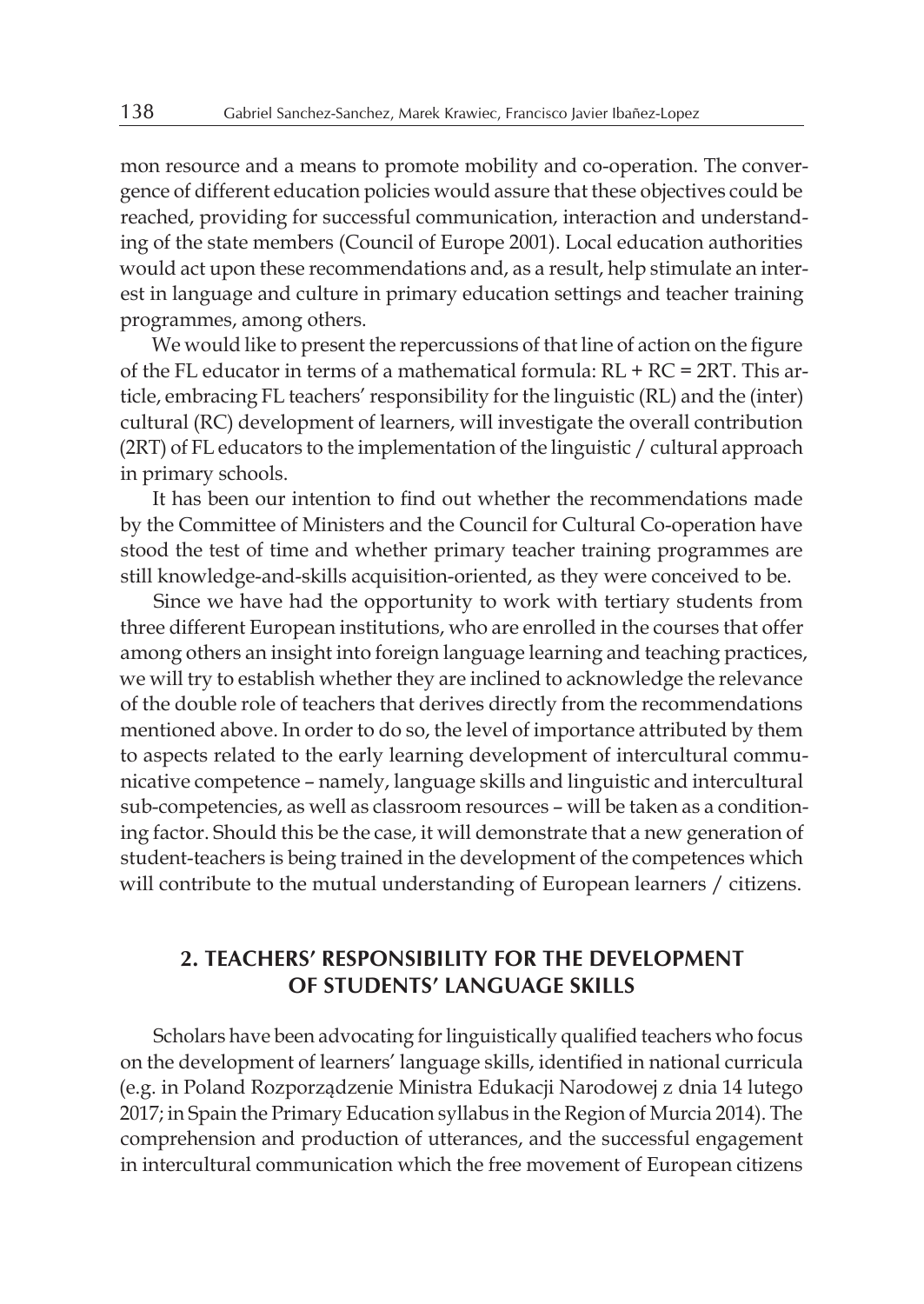mon resource and a means to promote mobility and co-operation. The convergence of different education policies would assure that these objectives could be reached, providing for successful communication, interaction and understanding of the state members (Council of Europe 2001). Local education authorities would act upon these recommendations and, as a result, help stimulate an interest in language and culture in primary education settings and teacher training programmes, among others.

We would like to present the repercussions of that line of action on the figure of the FL educator in terms of a mathematical formula: RL + RC = 2RT. This article, embracing FL teachers' responsibility for the linguistic (RL) and the (inter) cultural (RC) development of learners, will investigate the overall contribution (2RT) of FL educators to the implementation of the linguistic / cultural approach in primary schools.

It has been our intention to find out whether the recommendations made by the Committee of Ministers and the Council for Cultural Co-operation have stood the test of time and whether primary teacher training programmes are still knowledge-and-skills acquisition-oriented, as they were conceived to be.

Since we have had the opportunity to work with tertiary students from three different European institutions, who are enrolled in the courses that offer among others an insight into foreign language learning and teaching practices, we will try to establish whether they are inclined to acknowledge the relevance of the double role of teachers that derives directly from the recommendations mentioned above. In order to do so, the level of importance attributed by them to aspects related to the early learning development of intercultural communicative competence – namely, language skills and linguistic and intercultural sub-competencies, as well as classroom resources – will be taken as a conditioning factor. Should this be the case, it will demonstrate that a new generation of student-teachers is being trained in the development of the competences which will contribute to the mutual understanding of European learners / citizens.

## 2. TEACHERS' RESPONSIBILITY FOR THE DEVELOPMENT OF STUDENTS' LANGUAGE SKILLS

Scholars have been advocating for linguistically qualified teachers who focus on the development of learners' language skills, identified in national curricula (e.g. in Poland Rozporządzenie Ministra Edukacji Narodowej z dnia 14 lutego 2017; in Spain the Primary Education syllabus in the Region of Murcia 2014). The comprehension and production of utterances, and the successful engagement in intercultural communication which the free movement of European citizens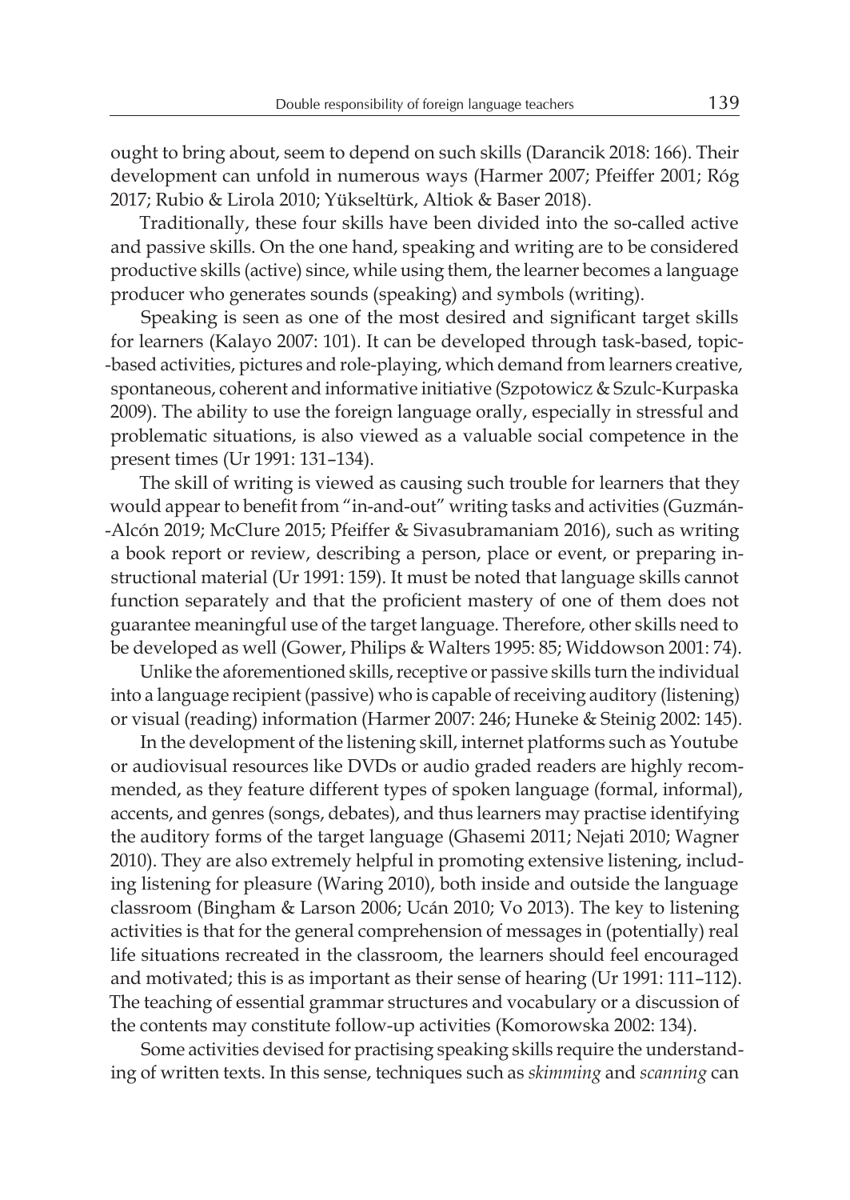ought to bring about, seem to depend on such skills (Darancik 2018: 166). Their development can unfold in numerous ways (Harmer 2007; Pfeiffer 2001; Róg 2017; Rubio & Lirola 2010; Yükseltürk, Altiok & Baser 2018).

Traditionally, these four skills have been divided into the so-called active and passive skills. On the one hand, speaking and writing are to be considered productive skills (active) since, while using them, the learner becomes a language producer who generates sounds (speaking) and symbols (writing).

Speaking is seen as one of the most desired and significant target skills for learners (Kalayo 2007: 101). It can be developed through task-based, topic-based activities, pictures and role-playing, which demand from learners creative, spontaneous, coherent and informative initiative (Szpotowicz & Szulc-Kurpaska 2009). The ability to use the foreign language orally, especially in stressful and problematic situations, is also viewed as a valuable social competence in the present times (Ur 1991: 131–134).

The skill of writing is viewed as causing such trouble for learners that they would appear to benefit from "in-and-out" writing tasks and activities (Guzmán-Alcón 2019; McClure 2015; Pfeiffer & Sivasubramaniam 2016), such as writing a book report or review, describing a person, place or event, or preparing instructional material (Ur 1991: 159). It must be noted that language skills cannot function separately and that the proficient mastery of one of them does not guarantee meaningful use of the target language. Therefore, other skills need to be developed as well (Gower, Philips & Walters 1995: 85; Widdowson 2001: 74).

Unlike the aforementioned skills, receptive or passive skills turn the individual into a language recipient (passive) who is capable of receiving auditory (listening) or visual (reading) information (Harmer 2007: 246; Huneke & Steinig 2002: 145).

In the development of the listening skill, internet platforms such as Youtube or audiovisual resources like DVDs or audio graded readers are highly recommended, as they feature different types of spoken language (formal, informal), accents, and genres (songs, debates), and thus learners may practise identifying the auditory forms of the target language (Ghasemi 2011; Nejati 2010; Wagner 2010). They are also extremely helpful in promoting extensive listening, including listening for pleasure (Waring 2010), both inside and outside the language classroom (Bingham & Larson 2006; Ucán 2010; Vo 2013). The key to listening activities is that for the general comprehension of messages in (potentially) real life situations recreated in the classroom, the learners should feel encouraged and motivated; this is as important as their sense of hearing (Ur 1991: 111–112). The teaching of essential grammar structures and vocabulary or a discussion of the contents may constitute follow-up activities (Komorowska 2002: 134).

Some activities devised for practising speaking skills require the understanding of written texts. In this sense, techniques such as *skimming* and *scanning* can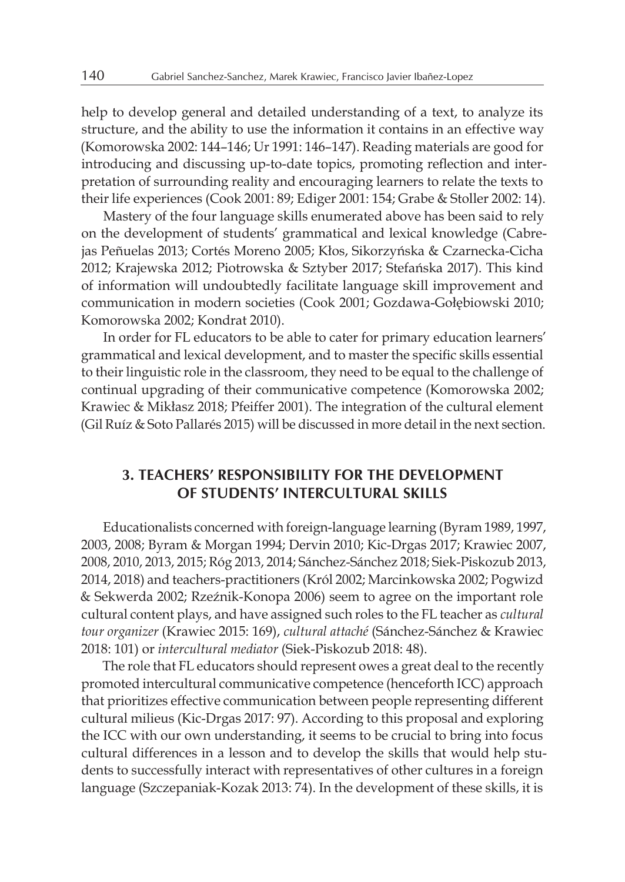help to develop general and detailed understanding of a text, to analyze its structure, and the ability to use the information it contains in an effective way (Komorowska 2002: 144–146; Ur 1991: 146–147). Reading materials are good for introducing and discussing up-to-date topics, promoting reflection and interpretation of surrounding reality and encouraging learners to relate the texts to their life experiences (Cook 2001: 89; Ediger 2001: 154; Grabe & Stoller 2002: 14).

Mastery of the four language skills enumerated above has been said to rely on the development of students' grammatical and lexical knowledge (Cabrejas Peñuelas 2013; Cortés Moreno 2005; Kłos, Sikorzyńska & Czarnecka-Cicha 2012; Krajewska 2012; Piotrowska & Sztyber 2017; Stefańska 2017). This kind of information will undoubtedly facilitate language skill improvement and communication in modern societies (Cook 2001; Gozdawa-Gołębiowski 2010; Komorowska 2002; Kondrat 2010).

In order for FL educators to be able to cater for primary education learners' grammatical and lexical development, and to master the specific skills essential to their linguistic role in the classroom, they need to be equal to the challenge of continual upgrading of their communicative competence (Komorowska 2002; Krawiec & Mikłasz 2018; Pfeiffer 2001). The integration of the cultural element (Gil Ruíz & Soto Pallarés 2015) will be discussed in more detail in the next section.

## 3. TEACHERS' RESPONSIBILITY FOR THE DEVELOPMENT OF STUDENTS' INTERCULTURAL SKILLS

Educationalists concerned with foreign-language learning (Byram 1989, 1997, 2003, 2008; Byram & Morgan 1994; Dervin 2010; Kic-Drgas 2017; Krawiec 2007, 2008, 2010, 2013, 2015; Róg 2013, 2014; Sánchez-Sánchez 2018; Siek-Piskozub 2013, 2014, 2018) and teachers-practitioners (Król 2002; Marcinkowska 2002; Pogwizd & Sekwerda 2002; Rzeźnik-Konopa 2006) seem to agree on the important role cultural content plays, and have assigned such roles to the FL teacher as *cultural tour organizer* (Krawiec 2015: 169), *cultural attaché* (Sánchez-Sánchez & Krawiec 2018: 101) or *intercultural mediator* (Siek-Piskozub 2018: 48).

The role that FL educators should represent owes a great deal to the recently promoted intercultural communicative competence (henceforth ICC) approach that prioritizes effective communication between people representing different cultural milieus (Kic-Drgas 2017: 97). According to this proposal and exploring the ICC with our own understanding, it seems to be crucial to bring into focus cultural differences in a lesson and to develop the skills that would help students to successfully interact with representatives of other cultures in a foreign language (Szczepaniak-Kozak 2013: 74). In the development of these skills, it is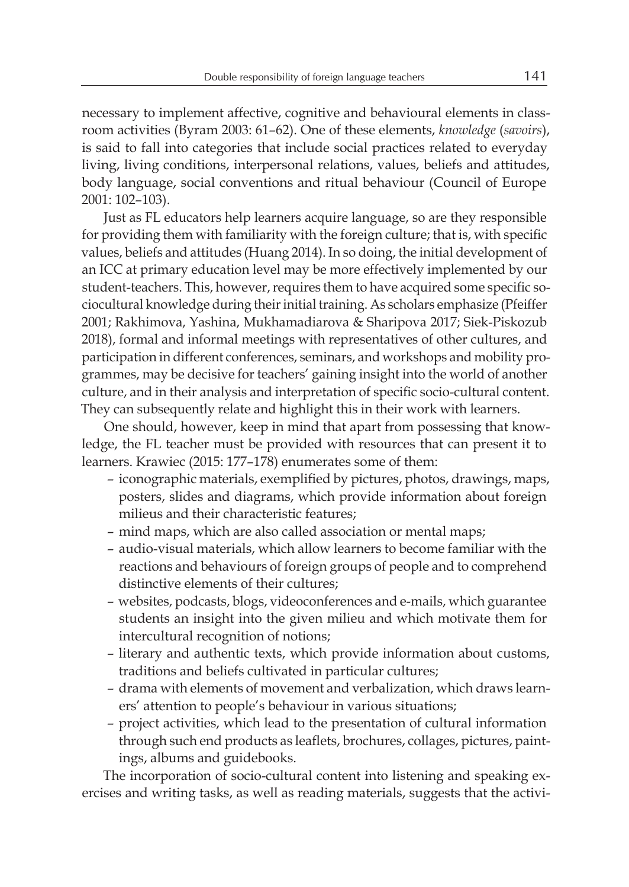necessary to implement affective, cognitive and behavioural elements in classroom activities (Byram 2003: 61–62). One of these elements, *knowledge* (*savoirs*), is said to fall into categories that include social practices related to everyday living, living conditions, interpersonal relations, values, beliefs and attitudes, body language, social conventions and ritual behaviour (Council of Europe 2001: 102–103).

Just as FL educators help learners acquire language, so are they responsible for providing them with familiarity with the foreign culture; that is, with specific values, beliefs and attitudes (Huang 2014). In so doing, the initial development of an ICC at primary education level may be more effectively implemented by our student-teachers. This, however, requires them to have acquired some specific sociocultural knowledge during their initial training. As scholars emphasize (Pfeiffer 2001; Rakhimova, Yashina, Mukhamadiarova & Sharipova 2017; Siek-Piskozub 2018), formal and informal meetings with representatives of other cultures, and participation in different conferences, seminars, and workshops and mobility programmes, may be decisive for teachers' gaining insight into the world of another culture, and in their analysis and interpretation of specific socio-cultural content. They can subsequently relate and highlight this in their work with learners.

One should, however, keep in mind that apart from possessing that knowledge, the FL teacher must be provided with resources that can present it to learners. Krawiec (2015: 177–178) enumerates some of them:

- iconographic materials, exemplified by pictures, photos, drawings, maps, posters, slides and diagrams, which provide information about foreign milieus and their characteristic features;
- mind maps, which are also called association or mental maps;
- audio-visual materials, which allow learners to become familiar with the reactions and behaviours of foreign groups of people and to comprehend distinctive elements of their cultures;
- websites, podcasts, blogs, videoconferences and e-mails, which guarantee students an insight into the given milieu and which motivate them for intercultural recognition of notions;
- literary and authentic texts, which provide information about customs, traditions and beliefs cultivated in particular cultures;
- drama with elements of movement and verbalization, which draws learners' attention to people's behaviour in various situations;
- project activities, which lead to the presentation of cultural information through such end products as leaflets, brochures, collages, pictures, paintings, albums and guidebooks.

The incorporation of socio-cultural content into listening and speaking exercises and writing tasks, as well as reading materials, suggests that the activi-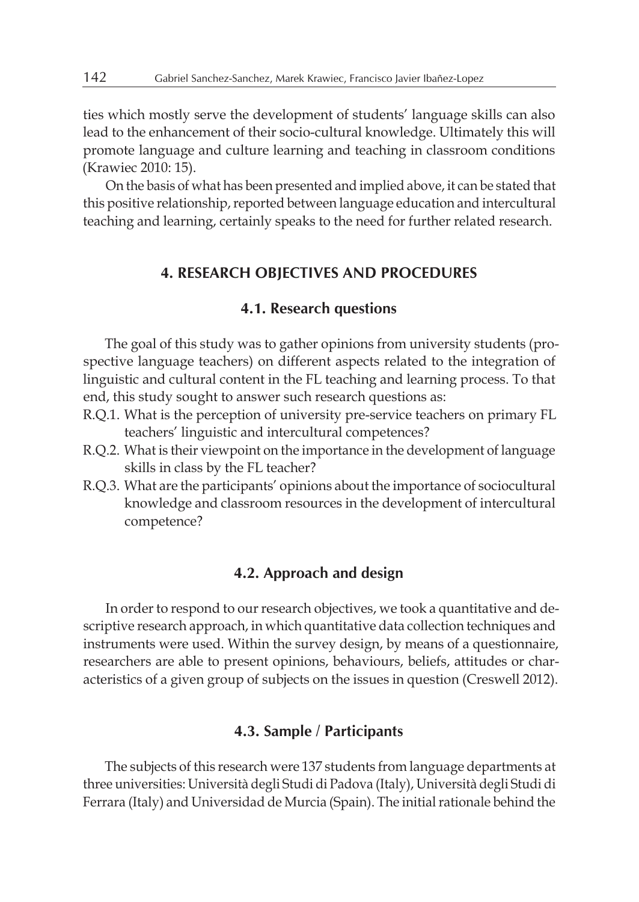ties which mostly serve the development of students' language skills can also lead to the enhancement of their socio-cultural knowledge. Ultimately this will promote language and culture learning and teaching in classroom conditions (Krawiec 2010: 15).

On the basis of what has been presented and implied above, it can be stated that this positive relationship, reported between language education and intercultural teaching and learning, certainly speaks to the need for further related research.

## 4. RESEARCH OBJECTIVES AND PROCEDURES

### 4.1. Research questions

The goal of this study was to gather opinions from university students (prospective language teachers) on different aspects related to the integration of linguistic and cultural content in the FL teaching and learning process. To that end, this study sought to answer such research questions as:

R.Q.1. What is the perception of university pre-service teachers on primary FL teachers' linguistic and intercultural competences?

R.Q.2. What is their viewpoint on the importance in the development of language skills in class by the FL teacher?

R.Q.3. What are the participants' opinions about the importance of sociocultural knowledge and classroom resources in the development of intercultural competence?

### 4.2. Approach and design

In order to respond to our research objectives, we took a quantitative and descriptive research approach, in which quantitative data collection techniques and instruments were used. Within the survey design, by means of a questionnaire, researchers are able to present opinions, behaviours, beliefs, attitudes or characteristics of a given group of subjects on the issues in question (Creswell 2012).

### 4.3. Sample / Participants

The subjects of this research were 137 students from language departments at three universities: Università degli Studi di Padova (Italy), Università degli Studi di Ferrara (Italy) and Universidad de Murcia (Spain). The initial rationale behind the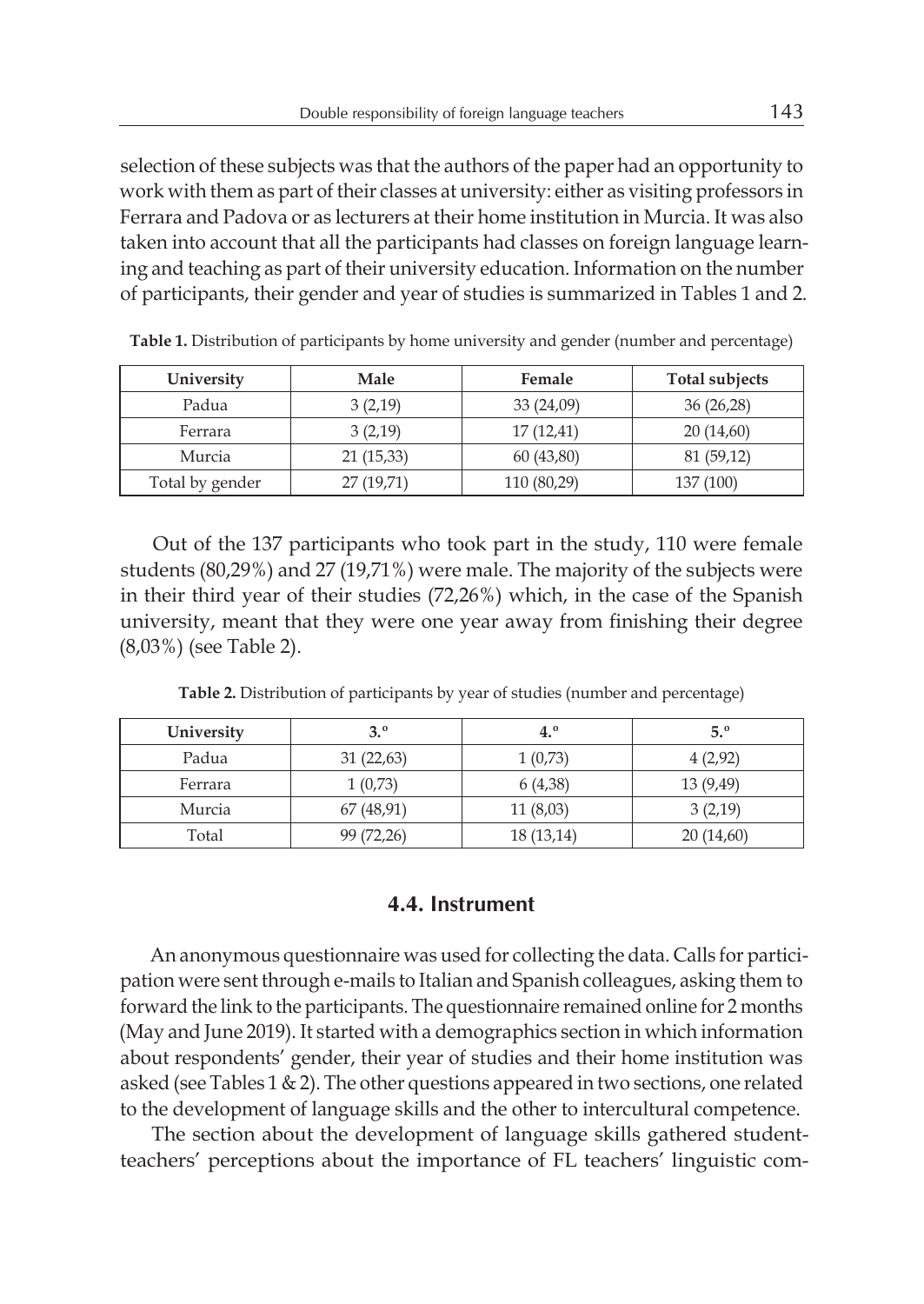selection of these subjects was that the authors of the paper had an opportunity to work with them as part of their classes at university: either as visiting professors in Ferrara and Padova or as lecturers at their home institution in Murcia. It was also taken into account that all the participants had classes on foreign language learning and teaching as part of their university education. Information on the number of participants, their gender and year of studies is summarized in Tables 1 and 2.

**Table 1.** Distribution of participants by home university and gender (number and percentage)

| University | Male | Female | Total subjects |
|---|---|---|---|
| Padua | 3 (2,19) | 33 (24,09) | 36 (26,28) |
| Ferrara | 3 (2,19) | 17 (12,41) | 20 (14,60) |
| Murcia | 21 (15,33) | 60 (43,80) | 81 (59,12) |
| Total by gender | 27 (19,71) | 110 (80,29) | 137 (100) |

Out of the 137 participants who took part in the study, 110 were female students (80,29%) and 27 (19,71%) were male. The majority of the subjects were in their third year of their studies (72,26%) which, in the case of the Spanish university, meant that they were one year away from finishing their degree (8,03%) (see Table 2).

**Table 2.** Distribution of participants by year of studies (number and percentage)

| University | 3.º | 4.º | 5.º |
|---|---|---|---|
| Padua | 31 (22,63) | 1 (0,73) | 4 (2,92) |
| Ferrara | 1 (0,73) | 6 (4,38) | 13 (9,49) |
| Murcia | 67 (48,91) | 11 (8,03) | 3 (2,19) |
| Total | 99 (72,26) | 18 (13,14) | 20 (14,60) |

### 4.4. Instrument

An anonymous questionnaire was used for collecting the data. Calls for participation were sent through e-mails to Italian and Spanish colleagues, asking them to forward the link to the participants. The questionnaire remained online for 2 months (May and June 2019). It started with a demographics section in which information about respondents' gender, their year of studies and their home institution was asked (see Tables 1 & 2). The other questions appeared in two sections, one related to the development of language skills and the other to intercultural competence.

The section about the development of language skills gathered student-teachers' perceptions about the importance of FL teachers' linguistic com-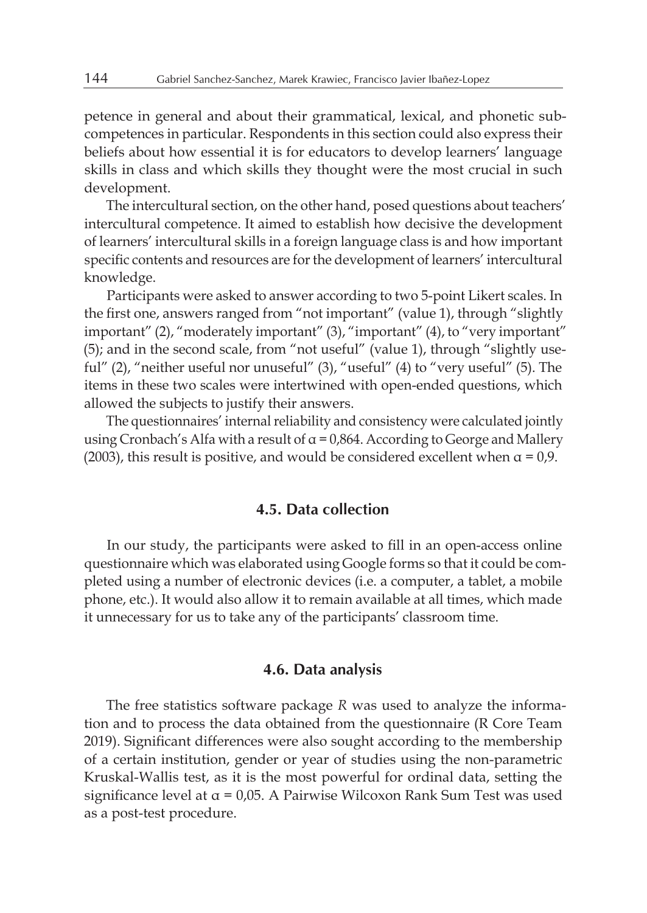petence in general and about their grammatical, lexical, and phonetic subcompetences in particular. Respondents in this section could also express their beliefs about how essential it is for educators to develop learners' language skills in class and which skills they thought were the most crucial in such development.

The intercultural section, on the other hand, posed questions about teachers' intercultural competence. It aimed to establish how decisive the development of learners' intercultural skills in a foreign language class is and how important specific contents and resources are for the development of learners' intercultural knowledge.

Participants were asked to answer according to two 5-point Likert scales. In the first one, answers ranged from "not important" (value 1), through "slightly important" (2), "moderately important" (3), "important" (4), to "very important" (5); and in the second scale, from "not useful" (value 1), through "slightly useful" (2), "neither useful nor unuseful" (3), "useful" (4) to "very useful" (5). The items in these two scales were intertwined with open-ended questions, which allowed the subjects to justify their answers.

The questionnaires' internal reliability and consistency were calculated jointly using Cronbach's Alfa with a result of $\alpha = 0{,}864$. According to George and Mallery (2003), this result is positive, and would be considered excellent when $\alpha = 0{,}9$.

### 4.5. Data collection

In our study, the participants were asked to fill in an open-access online questionnaire which was elaborated using Google forms so that it could be completed using a number of electronic devices (i.e. a computer, a tablet, a mobile phone, etc.). It would also allow it to remain available at all times, which made it unnecessary for us to take any of the participants' classroom time.

### 4.6. Data analysis

The free statistics software package *R* was used to analyze the information and to process the data obtained from the questionnaire (R Core Team 2019). Significant differences were also sought according to the membership of a certain institution, gender or year of studies using the non-parametric Kruskal-Wallis test, as it is the most powerful for ordinal data, setting the significance level at $\alpha = 0{,}05$. A Pairwise Wilcoxon Rank Sum Test was used as a post-test procedure.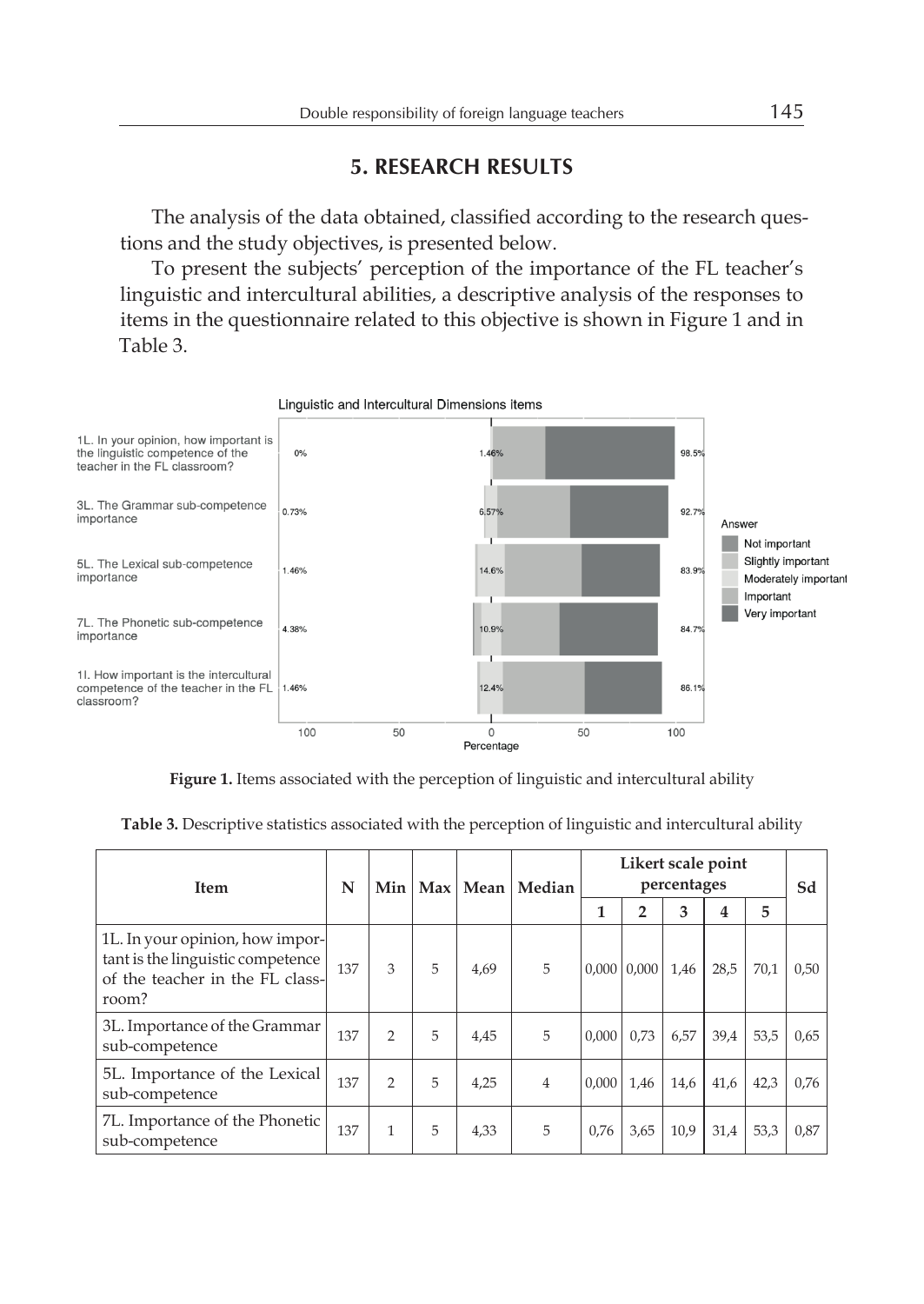## 5. RESEARCH RESULTS

The analysis of the data obtained, classified according to the research questions and the study objectives, is presented below.

To present the subjects' perception of the importance of the FL teacher's linguistic and intercultural abilities, a descriptive analysis of the responses to items in the questionnaire related to this objective is shown in Figure 1 and in Table 3.

**Figure 1.** Items associated with the perception of linguistic and intercultural ability

**Table 3.** Descriptive statistics associated with the perception of linguistic and intercultural ability

| Item | N | Min | Max | Mean | Median | Likert scale point percentages | | | | | Sd |
|---|---|---|---|---|---|---|---|---|---|---|---|
| | | | | | | 1 | 2 | 3 | 4 | 5 | |
| 1L. In your opinion, how important is the linguistic competence of the teacher in the FL classroom? | 137 | 3 | 5 | 4,69 | 5 | 0,000 | 0,000 | 1,46 | 28,5 | 70,1 | 0,50 |
| 3L. Importance of the Grammar sub-competence | 137 | 2 | 5 | 4,45 | 5 | 0,000 | 0,73 | 6,57 | 39,4 | 53,5 | 0,65 |
| 5L. Importance of the Lexical sub-competence | 137 | 2 | 5 | 4,25 | 4 | 0,000 | 1,46 | 14,6 | 41,6 | 42,3 | 0,76 |
| 7L. Importance of the Phonetic sub-competence | 137 | 1 | 5 | 4,33 | 5 | 0,76 | 3,65 | 10,9 | 31,4 | 53,3 | 0,87 |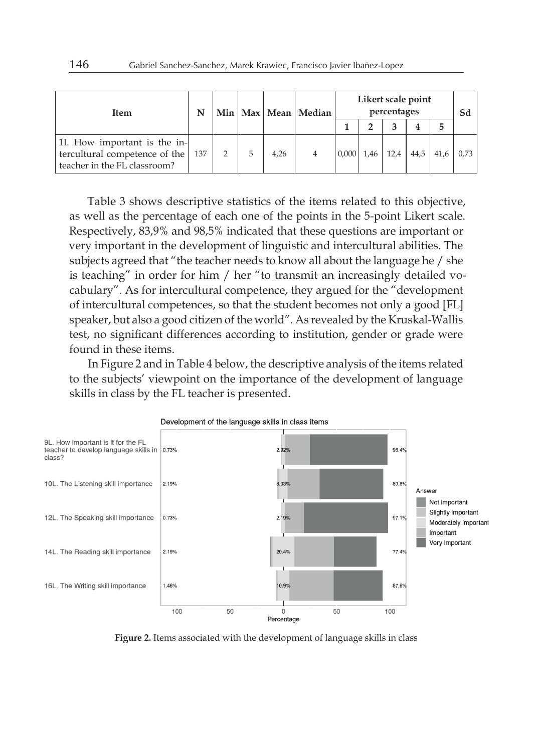| Item | N | Min | Max | Mean | Median | Likert scale point percentages | | | | | Sd |
|---|---|---|---|---|---|---|---|---|---|---|---|
| | | | | | | 1 | 2 | 3 | 4 | 5 | |
| 1I. How important is the intercultural competence of the teacher in the FL classroom? | 137 | 2 | 5 | 4,26 | 4 | 0,000 | 1,46 | 12,4 | 44,5 | 41,6 | 0,73 |

Table 3 shows descriptive statistics of the items related to this objective, as well as the percentage of each one of the points in the 5-point Likert scale. Respectively, 83,9% and 98,5% indicated that these questions are important or very important in the development of linguistic and intercultural abilities. The subjects agreed that "the teacher needs to know all about the language he / she is teaching" in order for him / her "to transmit an increasingly detailed vocabulary". As for intercultural competence, they argued for the "development of intercultural competences, so that the student becomes not only a good [FL] speaker, but also a good citizen of the world". As revealed by the Kruskal-Wallis test, no significant differences according to institution, gender or grade were found in these items.

In Figure 2 and in Table 4 below, the descriptive analysis of the items related to the subjects' viewpoint on the importance of the development of language skills in class by the FL teacher is presented.

**Figure 2.** Items associated with the development of language skills in class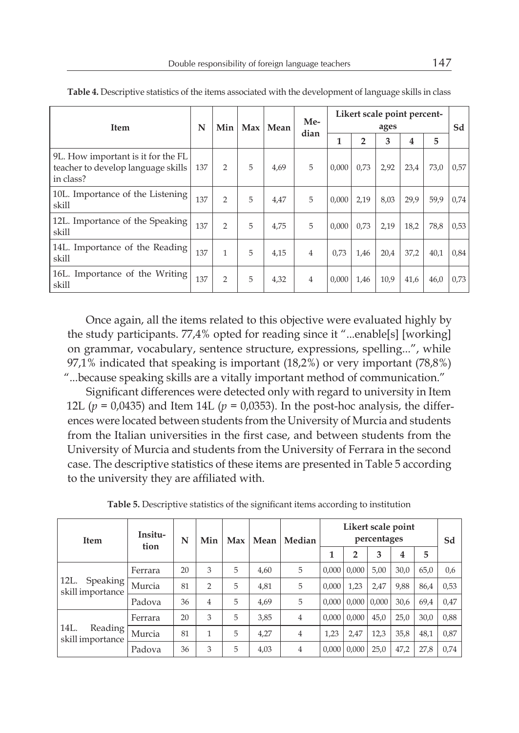**Table 4.** Descriptive statistics of the items associated with the development of language skills in class

| Item | N | Min | Max | Mean | Median | Likert scale point percentages | | | | | Sd |
|---|---|---|---|---|---|---|---|---|---|---|---|
| | | | | | | 1 | 2 | 3 | 4 | 5 | |
| 9L. How important is it for the FL teacher to develop language skills in class? | 137 | 2 | 5 | 4,69 | 5 | 0,000 | 0,73 | 2,92 | 23,4 | 73,0 | 0,57 |
| 10L. Importance of the Listening skill | 137 | 2 | 5 | 4,47 | 5 | 0,000 | 2,19 | 8,03 | 29,9 | 59,9 | 0,74 |
| 12L. Importance of the Speaking skill | 137 | 2 | 5 | 4,75 | 5 | 0,000 | 0,73 | 2,19 | 18,2 | 78,8 | 0,53 |
| 14L. Importance of the Reading skill | 137 | 1 | 5 | 4,15 | 4 | 0,73 | 1,46 | 20,4 | 37,2 | 40,1 | 0,84 |
| 16L. Importance of the Writing skill | 137 | 2 | 5 | 4,32 | 4 | 0,000 | 1,46 | 10,9 | 41,6 | 46,0 | 0,73 |

Once again, all the items related to this objective were evaluated highly by the study participants. 77,4% opted for reading since it "...enable[s] [working] on grammar, vocabulary, sentence structure, expressions, spelling...", while 97,1% indicated that speaking is important (18,2%) or very important (78,8%) "...because speaking skills are a vitally important method of communication."

Significant differences were detected only with regard to university in Item 12L ($p = 0{,}0435$) and Item 14L ($p = 0{,}0353$). In the post-hoc analysis, the differences were located between students from the University of Murcia and students from the Italian universities in the first case, and between students from the University of Murcia and students from the University of Ferrara in the second case. The descriptive statistics of these items are presented in Table 5 according to the university they are affiliated with.

**Table 5.** Descriptive statistics of the significant items according to institution

| Item | Insitution | N | Min | Max | Mean | Median | Likert scale point percentages | | | | | Sd |
|---|---|---|---|---|---|---|---|---|---|---|---|---|
| | | | | | | | 1 | 2 | 3 | 4 | 5 | |
| 12L. Speaking skill importance | Ferrara | 20 | 3 | 5 | 4,60 | 5 | 0,000 | 0,000 | 5,00 | 30,0 | 65,0 | 0,6 |
| | Murcia | 81 | 2 | 5 | 4,81 | 5 | 0,000 | 1,23 | 2,47 | 9,88 | 86,4 | 0,53 |
| | Padova | 36 | 4 | 5 | 4,69 | 5 | 0,000 | 0,000 | 0,000 | 30,6 | 69,4 | 0,47 |
| 14L. Reading skill importance | Ferrara | 20 | 3 | 5 | 3,85 | 4 | 0,000 | 0,000 | 45,0 | 25,0 | 30,0 | 0,88 |
| | Murcia | 81 | 1 | 5 | 4,27 | 4 | 1,23 | 2,47 | 12,3 | 35,8 | 48,1 | 0,87 |
| | Padova | 36 | 3 | 5 | 4,03 | 4 | 0,000 | 0,000 | 25,0 | 47,2 | 27,8 | 0,74 |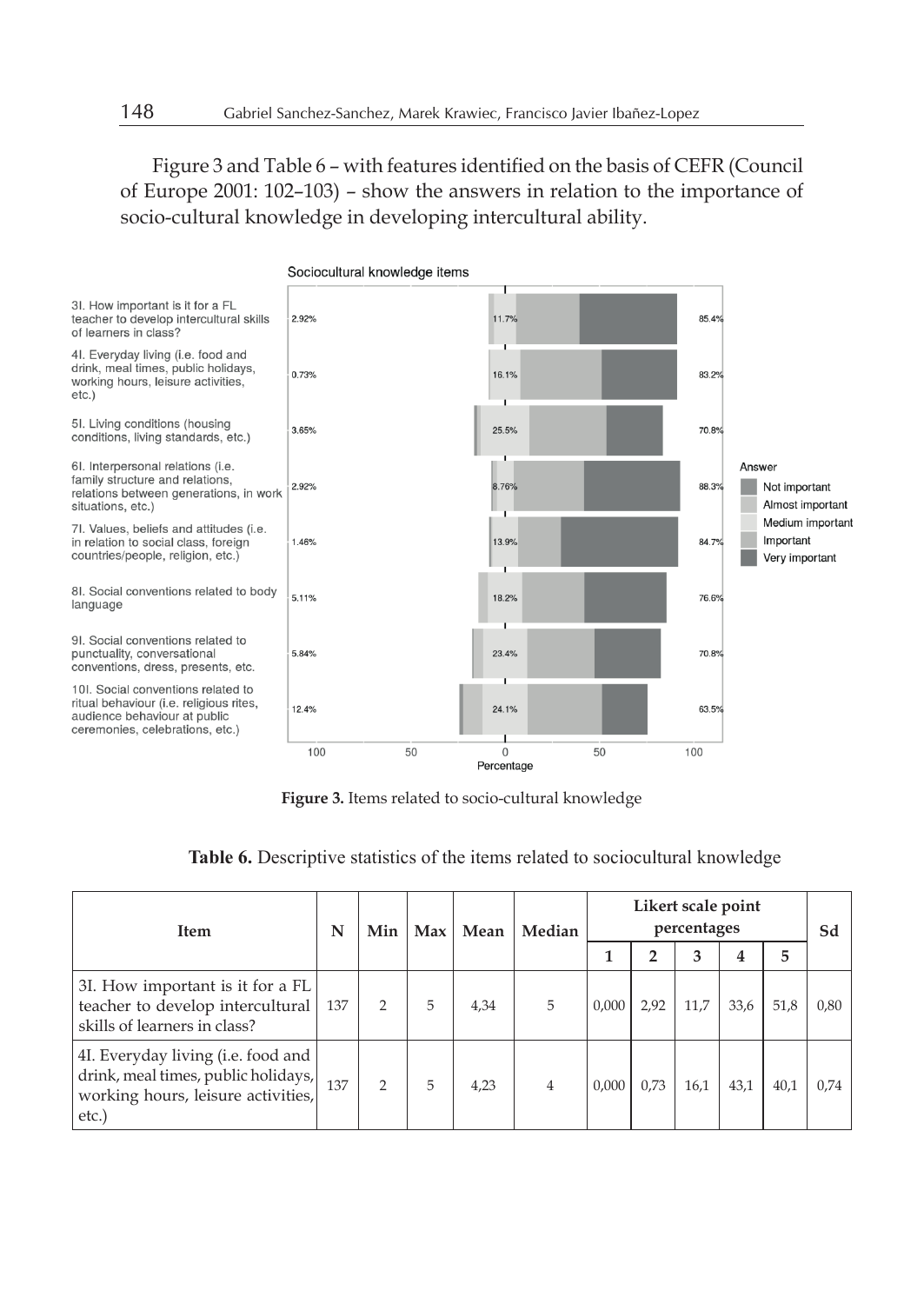Figure 3 and Table 6 – with features identified on the basis of CEFR (Council of Europe 2001: 102–103) – show the answers in relation to the importance of socio-cultural knowledge in developing intercultural ability.

**Figure 3.** Items related to socio-cultural knowledge

**Table 6.** Descriptive statistics of the items related to sociocultural knowledge

| Item | N | Min | Max | Mean | Median | Likert scale point percentages | | | | | Sd |
|---|---|---|---|---|---|---|---|---|---|---|---|
| | | | | | | 1 | 2 | 3 | 4 | 5 | |
| 3I. How important is it for a FL teacher to develop intercultural skills of learners in class? | 137 | 2 | 5 | 4,34 | 5 | 0,000 | 2,92 | 11,7 | 33,6 | 51,8 | 0,80 |
| 4I. Everyday living (i.e. food and drink, meal times, public holidays, working hours, leisure activities, etc.) | 137 | 2 | 5 | 4,23 | 4 | 0,000 | 0,73 | 16,1 | 43,1 | 40,1 | 0,74 |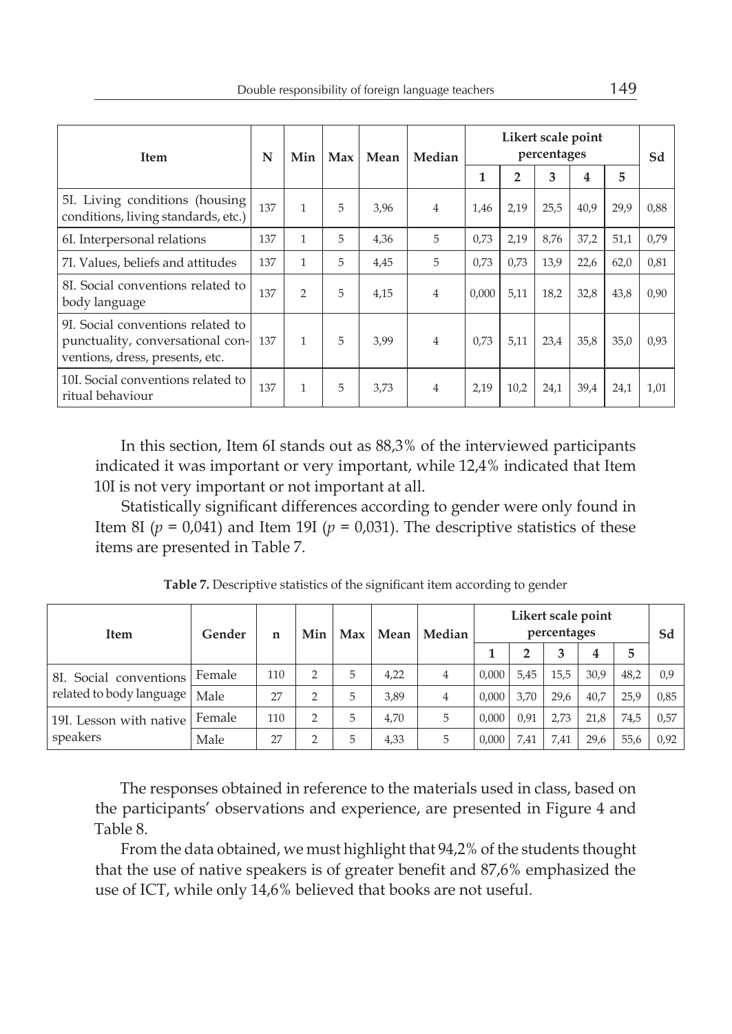| Item | N | Min | Max | Mean | Median | Likert scale point percentages | | | | | Sd |
|---|---|---|---|---|---|---|---|---|---|---|---|
| | | | | | | 1 | 2 | 3 | 4 | 5 | |
| 5I. Living conditions (housing conditions, living standards, etc.) | 137 | 1 | 5 | 3,96 | 4 | 1,46 | 2,19 | 25,5 | 40,9 | 29,9 | 0,88 |
| 6I. Interpersonal relations | 137 | 1 | 5 | 4,36 | 5 | 0,73 | 2,19 | 8,76 | 37,2 | 51,1 | 0,79 |
| 7I. Values, beliefs and attitudes | 137 | 1 | 5 | 4,45 | 5 | 0,73 | 0,73 | 13,9 | 22,6 | 62,0 | 0,81 |
| 8I. Social conventions related to body language | 137 | 2 | 5 | 4,15 | 4 | 0,000 | 5,11 | 18,2 | 32,8 | 43,8 | 0,90 |
| 9I. Social conventions related to punctuality, conversational conventions, dress, presents, etc. | 137 | 1 | 5 | 3,99 | 4 | 0,73 | 5,11 | 23,4 | 35,8 | 35,0 | 0,93 |
| 10I. Social conventions related to ritual behaviour | 137 | 1 | 5 | 3,73 | 4 | 2,19 | 10,2 | 24,1 | 39,4 | 24,1 | 1,01 |

In this section, Item 6I stands out as 88,3% of the interviewed participants indicated it was important or very important, while 12,4% indicated that Item 10I is not very important or not important at all.

Statistically significant differences according to gender were only found in Item 8I ($p$ = 0,041) and Item 19I ($p$ = 0,031). The descriptive statistics of these items are presented in Table 7.

**Table 7.** Descriptive statistics of the significant item according to gender

| Item | Gender | n | Min | Max | Mean | Median | Likert scale point percentages | | | | | Sd |
|---|---|---|---|---|---|---|---|---|---|---|---|---|
| | | | | | | | 1 | 2 | 3 | 4 | 5 | |
| 8I. Social conventions related to body language | Female | 110 | 2 | 5 | 4,22 | 4 | 0,000 | 5,45 | 15,5 | 30,9 | 48,2 | 0,9 |
| | Male | 27 | 2 | 5 | 3,89 | 4 | 0,000 | 3,70 | 29,6 | 40,7 | 25,9 | 0,85 |
| 19I. Lesson with native speakers | Female | 110 | 2 | 5 | 4,70 | 5 | 0,000 | 0,91 | 2,73 | 21,8 | 74,5 | 0,57 |
| | Male | 27 | 2 | 5 | 4,33 | 5 | 0,000 | 7,41 | 7,41 | 29,6 | 55,6 | 0,92 |

The responses obtained in reference to the materials used in class, based on the participants' observations and experience, are presented in Figure 4 and Table 8.

From the data obtained, we must highlight that 94,2% of the students thought that the use of native speakers is of greater benefit and 87,6% emphasized the use of ICT, while only 14,6% believed that books are not useful.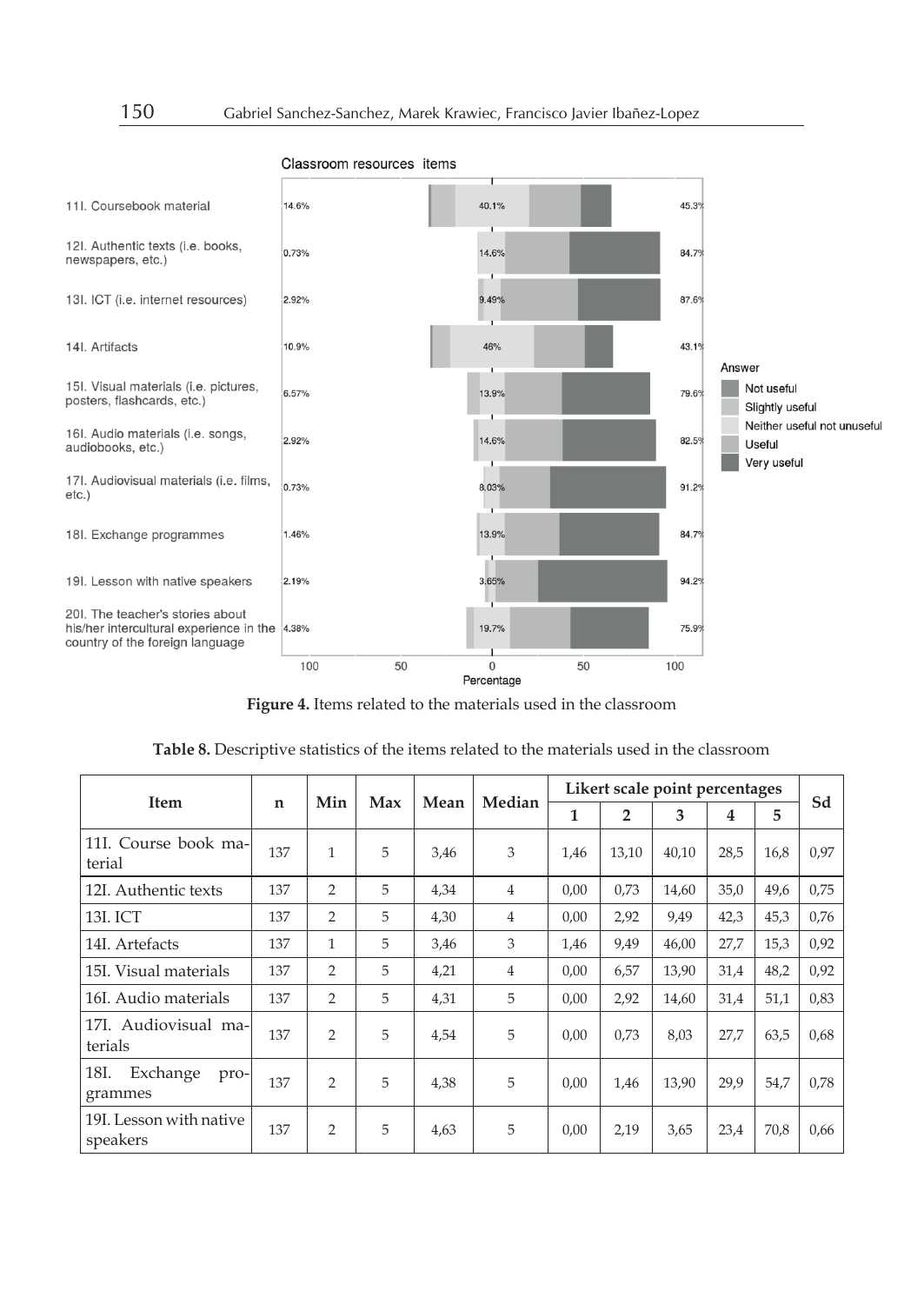Classroom resources items

| Item | Left % | Neutral % | Right % |
|---|---|---|---|
| 11I. Coursebook material | 14.6% | 40.1% | 45.3% |
| 12I. Authentic texts (i.e. books, newspapers, etc.) | 0.73% | 14.6% | 84.7% |
| 13I. ICT (i.e. internet resources) | 2.92% | 9.49% | 87.6% |
| 14I. Artifacts | 10.9% | 46% | 43.1% |
| 15I. Visual materials (i.e. pictures, posters, flashcards, etc.) | 6.57% | 13.9% | 79.6% |
| 16I. Audio materials (i.e. songs, audiobooks, etc.) | 2.92% | 14.6% | 82.5% |
| 17I. Audiovisual materials (i.e. films, etc.) | 0.73% | 8.03% | 91.2% |
| 18I. Exchange programmes | 1.46% | 13.9% | 84.7% |
| 19I. Lesson with native speakers | 2.19% | 3.65% | 94.2% |
| 20I. The teacher's stories about his/her intercultural experience in the country of the foreign language | 4.38% | 19.7% | 75.9% |

Answer: Not useful; Slightly useful; Neither useful not unuseful; Useful; Very useful

Percentage: 100 50 0 50 100

**Figure 4.** Items related to the materials used in the classroom

**Table 8.** Descriptive statistics of the items related to the materials used in the classroom

| Item | n | Min | Max | Mean | Median | Likert scale point percentages | | | | | Sd |
|---|---|---|---|---|---|---|---|---|---|---|---|
| | | | | | | 1 | 2 | 3 | 4 | 5 | |
| 11I. Course book material | 137 | 1 | 5 | 3,46 | 3 | 1,46 | 13,10 | 40,10 | 28,5 | 16,8 | 0,97 |
| 12I. Authentic texts | 137 | 2 | 5 | 4,34 | 4 | 0,00 | 0,73 | 14,60 | 35,0 | 49,6 | 0,75 |
| 13I. ICT | 137 | 2 | 5 | 4,30 | 4 | 0,00 | 2,92 | 9,49 | 42,3 | 45,3 | 0,76 |
| 14I. Artefacts | 137 | 1 | 5 | 3,46 | 3 | 1,46 | 9,49 | 46,00 | 27,7 | 15,3 | 0,92 |
| 15I. Visual materials | 137 | 2 | 5 | 4,21 | 4 | 0,00 | 6,57 | 13,90 | 31,4 | 48,2 | 0,92 |
| 16I. Audio materials | 137 | 2 | 5 | 4,31 | 5 | 0,00 | 2,92 | 14,60 | 31,4 | 51,1 | 0,83 |
| 17I. Audiovisual materials | 137 | 2 | 5 | 4,54 | 5 | 0,00 | 0,73 | 8,03 | 27,7 | 63,5 | 0,68 |
| 18I. Exchange programmes | 137 | 2 | 5 | 4,38 | 5 | 0,00 | 1,46 | 13,90 | 29,9 | 54,7 | 0,78 |
| 19I. Lesson with native speakers | 137 | 2 | 5 | 4,63 | 5 | 0,00 | 2,19 | 3,65 | 23,4 | 70,8 | 0,66 |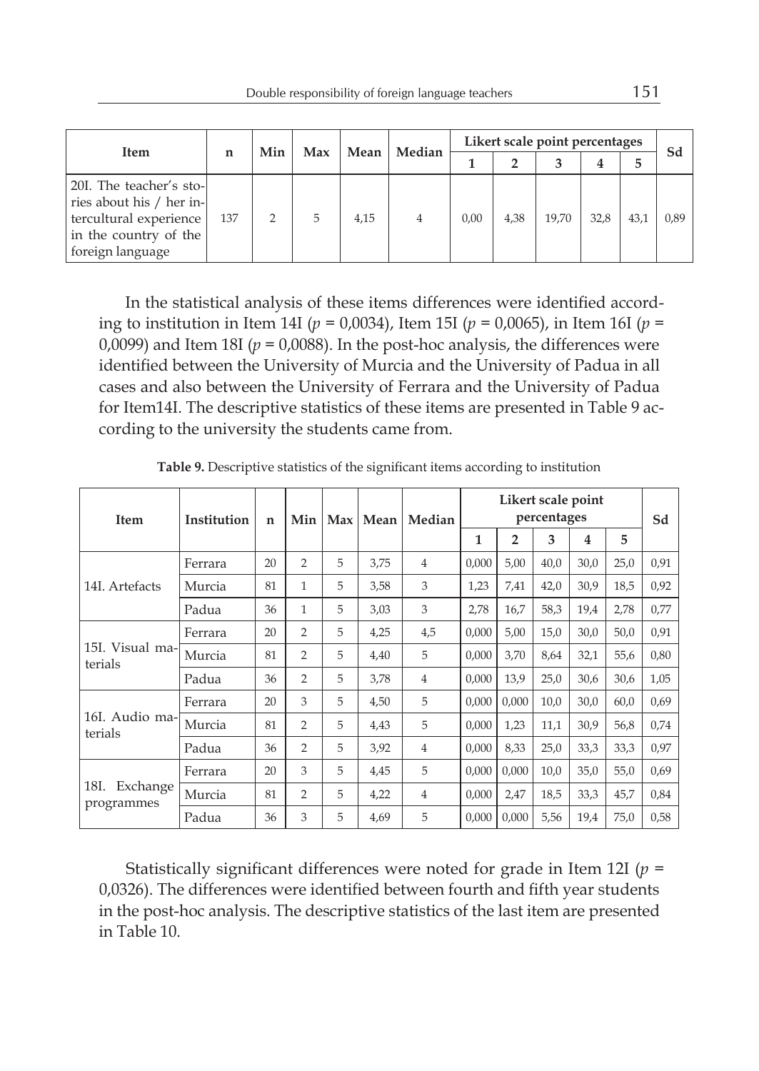| Item | n | Min | Max | Mean | Median | Likert scale point percentages | | | | | Sd |
|---|---|---|---|---|---|---|---|---|---|---|---|
| | | | | | | 1 | 2 | 3 | 4 | 5 | |
| 20I. The teacher's stories about his / her intercultural experience in the country of the foreign language | 137 | 2 | 5 | 4,15 | 4 | 0,00 | 4,38 | 19,70 | 32,8 | 43,1 | 0,89 |

In the statistical analysis of these items differences were identified according to institution in Item 14I ($p$ = 0,0034), Item 15I ($p$ = 0,0065), in Item 16I ($p$ = 0,0099) and Item 18I ($p$ = 0,0088). In the post-hoc analysis, the differences were identified between the University of Murcia and the University of Padua in all cases and also between the University of Ferrara and the University of Padua for Item14I. The descriptive statistics of these items are presented in Table 9 according to the university the students came from.

**Table 9.** Descriptive statistics of the significant items according to institution

| Item | Institution | n | Min | Max | Mean | Median | Likert scale point percentages | | | | | Sd |
|---|---|---|---|---|---|---|---|---|---|---|---|---|
| | | | | | | | 1 | 2 | 3 | 4 | 5 | |
| 14I. Artefacts | Ferrara | 20 | 2 | 5 | 3,75 | 4 | 0,000 | 5,00 | 40,0 | 30,0 | 25,0 | 0,91 |
| | Murcia | 81 | 1 | 5 | 3,58 | 3 | 1,23 | 7,41 | 42,0 | 30,9 | 18,5 | 0,92 |
| | Padua | 36 | 1 | 5 | 3,03 | 3 | 2,78 | 16,7 | 58,3 | 19,4 | 2,78 | 0,77 |
| 15I. Visual materials | Ferrara | 20 | 2 | 5 | 4,25 | 4,5 | 0,000 | 5,00 | 15,0 | 30,0 | 50,0 | 0,91 |
| | Murcia | 81 | 2 | 5 | 4,40 | 5 | 0,000 | 3,70 | 8,64 | 32,1 | 55,6 | 0,80 |
| | Padua | 36 | 2 | 5 | 3,78 | 4 | 0,000 | 13,9 | 25,0 | 30,6 | 30,6 | 1,05 |
| 16I. Audio materials | Ferrara | 20 | 3 | 5 | 4,50 | 5 | 0,000 | 0,000 | 10,0 | 30,0 | 60,0 | 0,69 |
| | Murcia | 81 | 2 | 5 | 4,43 | 5 | 0,000 | 1,23 | 11,1 | 30,9 | 56,8 | 0,74 |
| | Padua | 36 | 2 | 5 | 3,92 | 4 | 0,000 | 8,33 | 25,0 | 33,3 | 33,3 | 0,97 |
| 18I. Exchange programmes | Ferrara | 20 | 3 | 5 | 4,45 | 5 | 0,000 | 0,000 | 10,0 | 35,0 | 55,0 | 0,69 |
| | Murcia | 81 | 2 | 5 | 4,22 | 4 | 0,000 | 2,47 | 18,5 | 33,3 | 45,7 | 0,84 |
| | Padua | 36 | 3 | 5 | 4,69 | 5 | 0,000 | 0,000 | 5,56 | 19,4 | 75,0 | 0,58 |

Statistically significant differences were noted for grade in Item 12I ($p$ = 0,0326). The differences were identified between fourth and fifth year students in the post-hoc analysis. The descriptive statistics of the last item are presented in Table 10.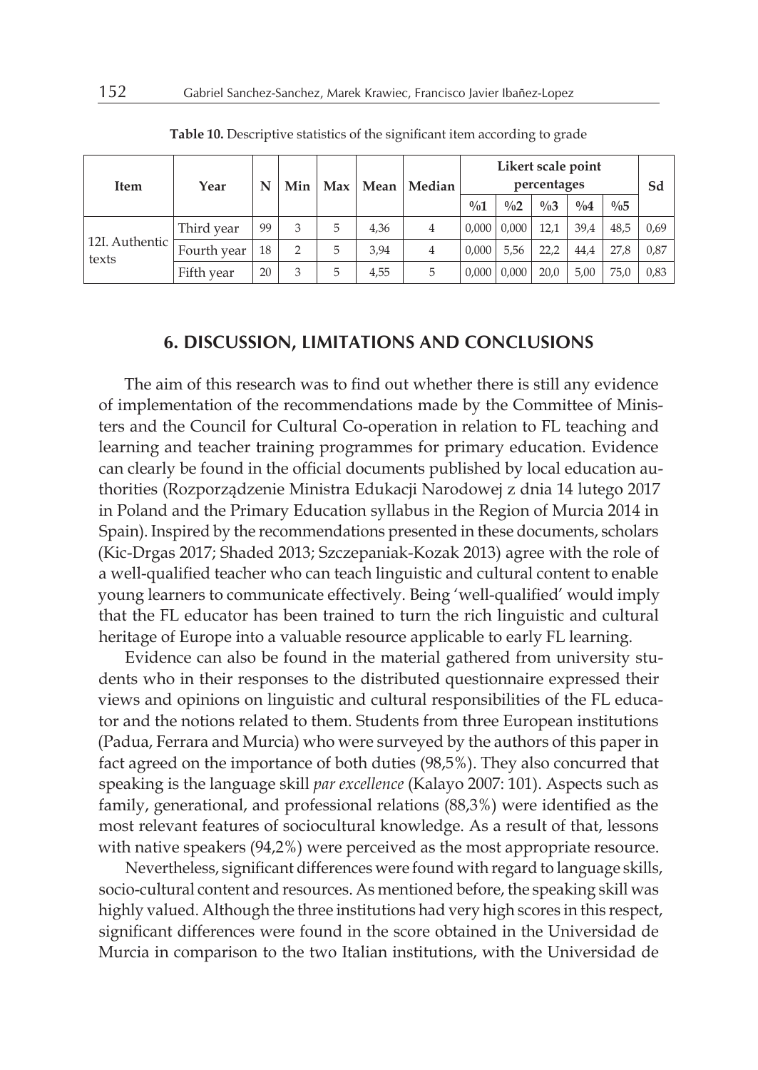**Table 10.** Descriptive statistics of the significant item according to grade

| Item | Year | N | Min | Max | Mean | Median | Likert scale point percentages | | | | | Sd |
|---|---|---|---|---|---|---|---|---|---|---|---|---|
| | | | | | | | %1 | %2 | %3 | %4 | %5 | |
| 12I. Authentic texts | Third year | 99 | 3 | 5 | 4,36 | 4 | 0,000 | 0,000 | 12,1 | 39,4 | 48,5 | 0,69 |
| | Fourth year | 18 | 2 | 5 | 3,94 | 4 | 0,000 | 5,56 | 22,2 | 44,4 | 27,8 | 0,87 |
| | Fifth year | 20 | 3 | 5 | 4,55 | 5 | 0,000 | 0,000 | 20,0 | 5,00 | 75,0 | 0,83 |

## 6. DISCUSSION, LIMITATIONS AND CONCLUSIONS

The aim of this research was to find out whether there is still any evidence of implementation of the recommendations made by the Committee of Ministers and the Council for Cultural Co-operation in relation to FL teaching and learning and teacher training programmes for primary education. Evidence can clearly be found in the official documents published by local education authorities (Rozporządzenie Ministra Edukacji Narodowej z dnia 14 lutego 2017 in Poland and the Primary Education syllabus in the Region of Murcia 2014 in Spain). Inspired by the recommendations presented in these documents, scholars (Kic-Drgas 2017; Shaded 2013; Szczepaniak-Kozak 2013) agree with the role of a well-qualified teacher who can teach linguistic and cultural content to enable young learners to communicate effectively. Being 'well-qualified' would imply that the FL educator has been trained to turn the rich linguistic and cultural heritage of Europe into a valuable resource applicable to early FL learning.

Evidence can also be found in the material gathered from university students who in their responses to the distributed questionnaire expressed their views and opinions on linguistic and cultural responsibilities of the FL educator and the notions related to them. Students from three European institutions (Padua, Ferrara and Murcia) who were surveyed by the authors of this paper in fact agreed on the importance of both duties (98,5%). They also concurred that speaking is the language skill *par excellence* (Kalayo 2007: 101). Aspects such as family, generational, and professional relations (88,3%) were identified as the most relevant features of sociocultural knowledge. As a result of that, lessons with native speakers (94,2%) were perceived as the most appropriate resource.

Nevertheless, significant differences were found with regard to language skills, socio-cultural content and resources. As mentioned before, the speaking skill was highly valued. Although the three institutions had very high scores in this respect, significant differences were found in the score obtained in the Universidad de Murcia in comparison to the two Italian institutions, with the Universidad de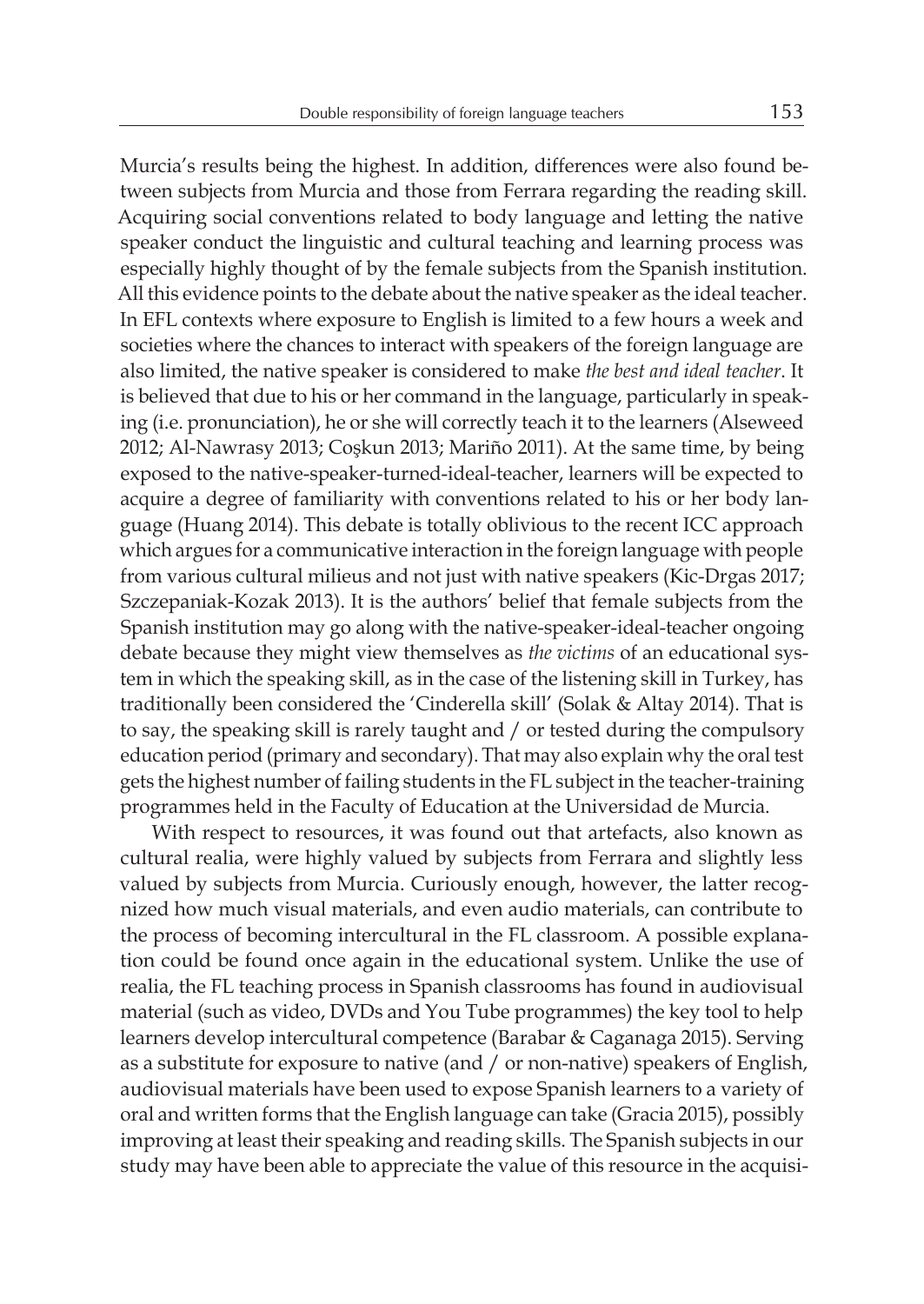Murcia's results being the highest. In addition, differences were also found between subjects from Murcia and those from Ferrara regarding the reading skill. Acquiring social conventions related to body language and letting the native speaker conduct the linguistic and cultural teaching and learning process was especially highly thought of by the female subjects from the Spanish institution. All this evidence points to the debate about the native speaker as the ideal teacher. In EFL contexts where exposure to English is limited to a few hours a week and societies where the chances to interact with speakers of the foreign language are also limited, the native speaker is considered to make *the best and ideal teacher*. It is believed that due to his or her command in the language, particularly in speaking (i.e. pronunciation), he or she will correctly teach it to the learners (Alseweed 2012; Al-Nawrasy 2013; Coşkun 2013; Mariño 2011). At the same time, by being exposed to the native-speaker-turned-ideal-teacher, learners will be expected to acquire a degree of familiarity with conventions related to his or her body language (Huang 2014). This debate is totally oblivious to the recent ICC approach which argues for a communicative interaction in the foreign language with people from various cultural milieus and not just with native speakers (Kic-Drgas 2017; Szczepaniak-Kozak 2013). It is the authors' belief that female subjects from the Spanish institution may go along with the native-speaker-ideal-teacher ongoing debate because they might view themselves as *the victims* of an educational system in which the speaking skill, as in the case of the listening skill in Turkey, has traditionally been considered the 'Cinderella skill' (Solak & Altay 2014). That is to say, the speaking skill is rarely taught and / or tested during the compulsory education period (primary and secondary). That may also explain why the oral test gets the highest number of failing students in the FL subject in the teacher-training programmes held in the Faculty of Education at the Universidad de Murcia.

With respect to resources, it was found out that artefacts, also known as cultural realia, were highly valued by subjects from Ferrara and slightly less valued by subjects from Murcia. Curiously enough, however, the latter recognized how much visual materials, and even audio materials, can contribute to the process of becoming intercultural in the FL classroom. A possible explanation could be found once again in the educational system. Unlike the use of realia, the FL teaching process in Spanish classrooms has found in audiovisual material (such as video, DVDs and You Tube programmes) the key tool to help learners develop intercultural competence (Barabar & Caganaga 2015). Serving as a substitute for exposure to native (and / or non-native) speakers of English, audiovisual materials have been used to expose Spanish learners to a variety of oral and written forms that the English language can take (Gracia 2015), possibly improving at least their speaking and reading skills. The Spanish subjects in our study may have been able to appreciate the value of this resource in the acquisi-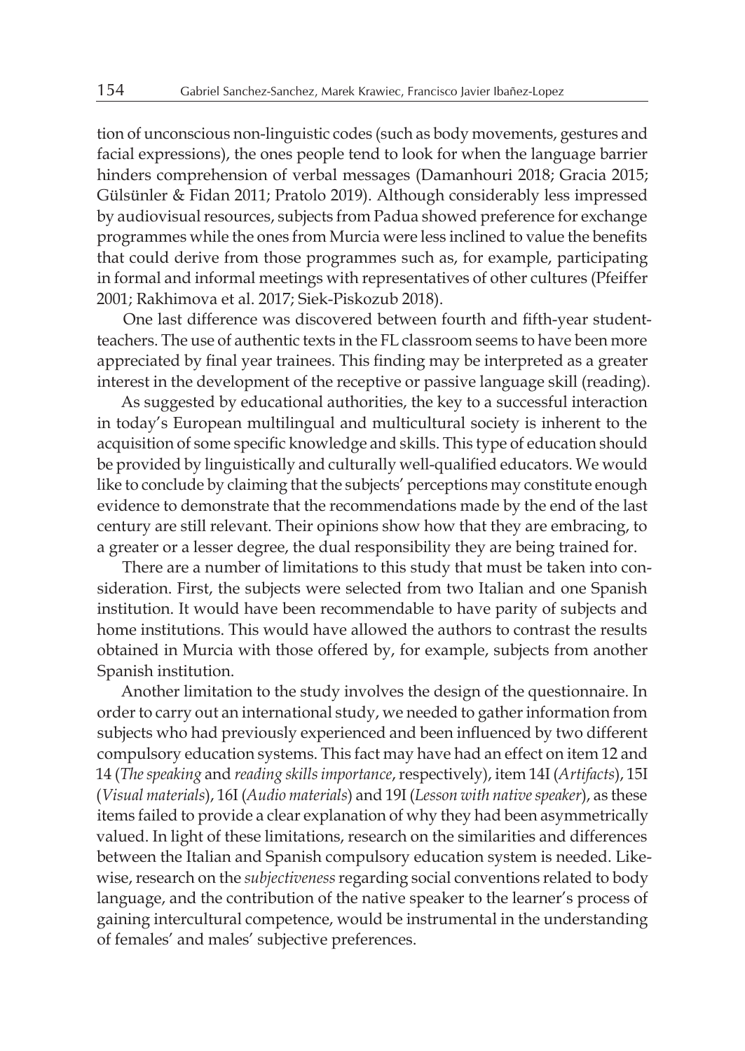tion of unconscious non-linguistic codes (such as body movements, gestures and facial expressions), the ones people tend to look for when the language barrier hinders comprehension of verbal messages (Damanhouri 2018; Gracia 2015; Gülsünler & Fidan 2011; Pratolo 2019). Although considerably less impressed by audiovisual resources, subjects from Padua showed preference for exchange programmes while the ones from Murcia were less inclined to value the benefits that could derive from those programmes such as, for example, participating in formal and informal meetings with representatives of other cultures (Pfeiffer 2001; Rakhimova et al. 2017; Siek-Piskozub 2018).

One last difference was discovered between fourth and fifth-year student-teachers. The use of authentic texts in the FL classroom seems to have been more appreciated by final year trainees. This finding may be interpreted as a greater interest in the development of the receptive or passive language skill (reading).

As suggested by educational authorities, the key to a successful interaction in today's European multilingual and multicultural society is inherent to the acquisition of some specific knowledge and skills. This type of education should be provided by linguistically and culturally well-qualified educators. We would like to conclude by claiming that the subjects' perceptions may constitute enough evidence to demonstrate that the recommendations made by the end of the last century are still relevant. Their opinions show how that they are embracing, to a greater or a lesser degree, the dual responsibility they are being trained for.

There are a number of limitations to this study that must be taken into consideration. First, the subjects were selected from two Italian and one Spanish institution. It would have been recommendable to have parity of subjects and home institutions. This would have allowed the authors to contrast the results obtained in Murcia with those offered by, for example, subjects from another Spanish institution.

Another limitation to the study involves the design of the questionnaire. In order to carry out an international study, we needed to gather information from subjects who had previously experienced and been influenced by two different compulsory education systems. This fact may have had an effect on item 12 and 14 (*The speaking* and *reading skills importance*, respectively), item 14I (*Artifacts*), 15I (*Visual materials*), 16I (*Audio materials*) and 19I (*Lesson with native speaker*), as these items failed to provide a clear explanation of why they had been asymmetrically valued. In light of these limitations, research on the similarities and differences between the Italian and Spanish compulsory education system is needed. Likewise, research on the *subjectiveness* regarding social conventions related to body language, and the contribution of the native speaker to the learner's process of gaining intercultural competence, would be instrumental in the understanding of females' and males' subjective preferences.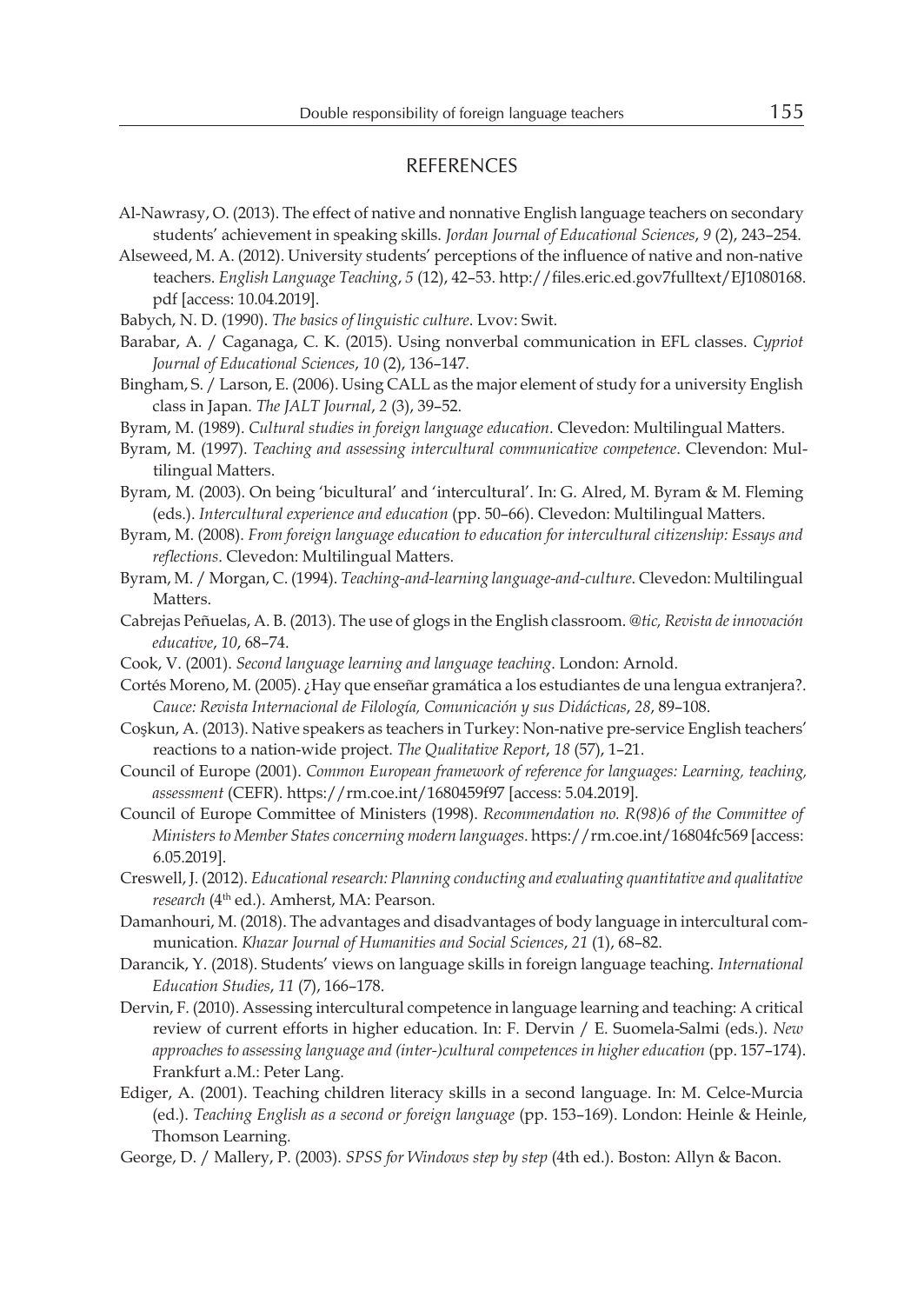## REFERENCES

Al-Nawrasy, O. (2013). The effect of native and nonnative English language teachers on secondary students' achievement in speaking skills. *Jordan Journal of Educational Sciences*, *9* (2), 243–254.

Alseweed, M. A. (2012). University students' perceptions of the influence of native and non-native teachers. *English Language Teaching*, *5* (12), 42–53. http://files.eric.ed.gov7fulltext/EJ1080168.pdf [access: 10.04.2019].

Babych, N. D. (1990). *The basics of linguistic culture*. Lvov: Swit.

Barabar, A. / Caganaga, C. K. (2015). Using nonverbal communication in EFL classes. *Cypriot Journal of Educational Sciences*, *10* (2), 136–147.

Bingham, S. / Larson, E. (2006). Using CALL as the major element of study for a university English class in Japan. *The JALT Journal*, *2* (3), 39–52.

Byram, M. (1989). *Cultural studies in foreign language education*. Clevedon: Multilingual Matters.

Byram, M. (1997). *Teaching and assessing intercultural communicative competence*. Clevendon: Multilingual Matters.

Byram, M. (2003). On being 'bicultural' and 'intercultural'. In: G. Alred, M. Byram & M. Fleming (eds.). *Intercultural experience and education* (pp. 50–66). Clevedon: Multilingual Matters.

Byram, M. (2008). *From foreign language education to education for intercultural citizenship: Essays and reflections*. Clevedon: Multilingual Matters.

Byram, M. / Morgan, C. (1994). *Teaching-and-learning language-and-culture*. Clevedon: Multilingual Matters.

Cabrejas Peñuelas, A. B. (2013). The use of glogs in the English classroom. *@tic, Revista de innovación educative*, *10*, 68–74.

Cook, V. (2001). *Second language learning and language teaching*. London: Arnold.

Cortés Moreno, M. (2005). ¿Hay que enseñar gramática a los estudiantes de una lengua extranjera?. *Cauce: Revista Internacional de Filología, Comunicación y sus Didácticas*, *28*, 89–108.

Coşkun, A. (2013). Native speakers as teachers in Turkey: Non-native pre-service English teachers' reactions to a nation-wide project. *The Qualitative Report*, *18* (57), 1–21.

Council of Europe (2001). *Common European framework of reference for languages: Learning, teaching, assessment* (CEFR). https://rm.coe.int/1680459f97 [access: 5.04.2019].

Council of Europe Committee of Ministers (1998). *Recommendation no. R(98)6 of the Committee of Ministers to Member States concerning modern languages*. https://rm.coe.int/16804fc569 [access: 6.05.2019].

Creswell, J. (2012). *Educational research: Planning conducting and evaluating quantitative and qualitative research* (4th ed.). Amherst, MA: Pearson.

Damanhouri, M. (2018). The advantages and disadvantages of body language in intercultural communication. *Khazar Journal of Humanities and Social Sciences*, *21* (1), 68–82.

Darancik, Y. (2018). Students' views on language skills in foreign language teaching. *International Education Studies*, *11* (7), 166–178.

Dervin, F. (2010). Assessing intercultural competence in language learning and teaching: A critical review of current efforts in higher education. In: F. Dervin / E. Suomela-Salmi (eds.). *New approaches to assessing language and (inter-)cultural competences in higher education* (pp. 157–174). Frankfurt a.M.: Peter Lang.

Ediger, A. (2001). Teaching children literacy skills in a second language. In: M. Celce-Murcia (ed.). *Teaching English as a second or foreign language* (pp. 153–169). London: Heinle & Heinle, Thomson Learning.

George, D. / Mallery, P. (2003). *SPSS for Windows step by step* (4th ed.). Boston: Allyn & Bacon.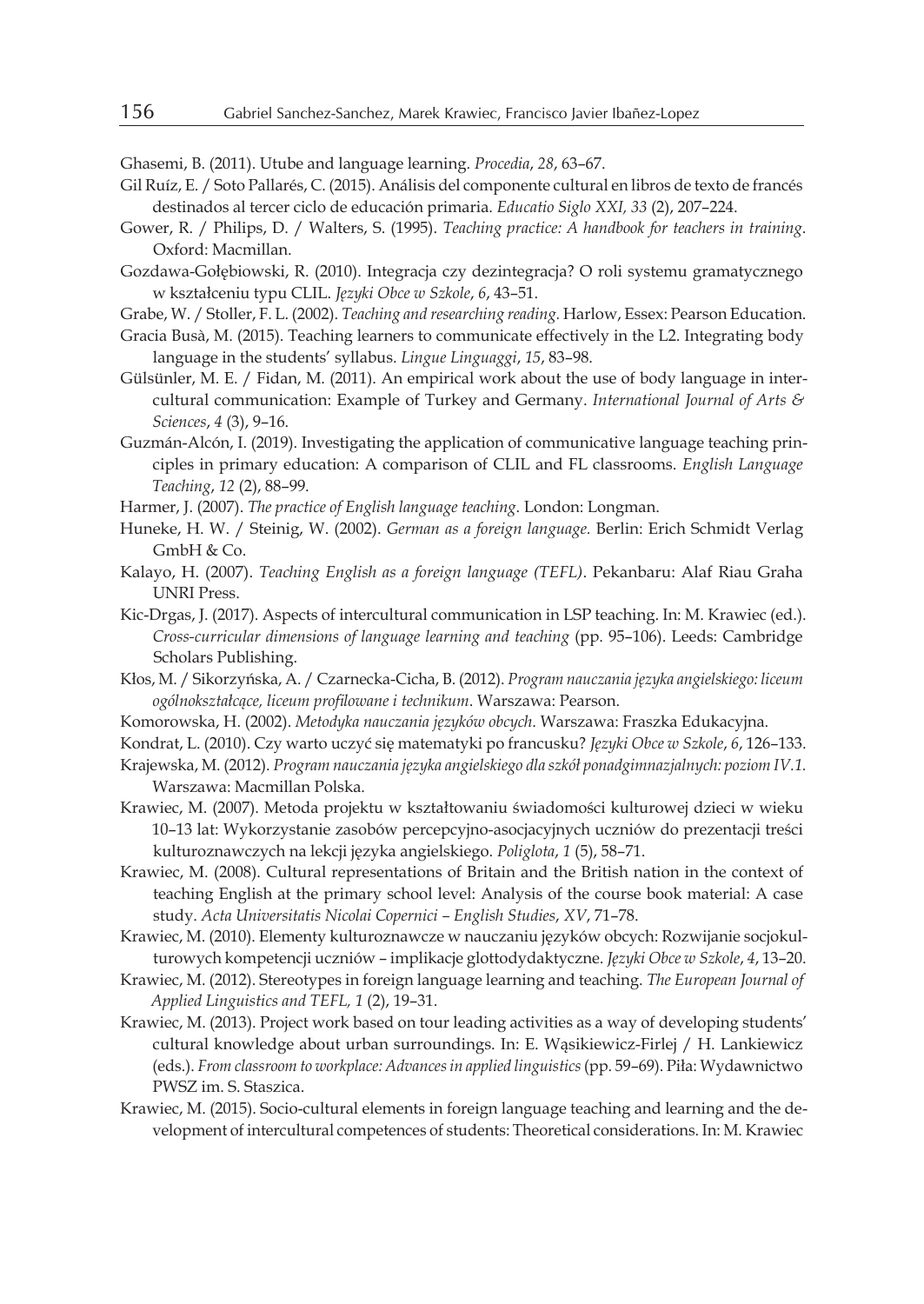Ghasemi, B. (2011). Utube and language learning. *Procedia*, *28*, 63–67.

Gil Ruíz, E. / Soto Pallarés, C. (2015). Análisis del componente cultural en libros de texto de francés destinados al tercer ciclo de educación primaria. *Educatio Siglo XXI, 33* (2), 207–224.

Gower, R. / Philips, D. / Walters, S. (1995). *Teaching practice: A handbook for teachers in training*. Oxford: Macmillan.

Gozdawa-Gołębiowski, R. (2010). Integracja czy dezintegracja? O roli systemu gramatycznego w kształceniu typu CLIL. *Języki Obce w Szkole*, *6*, 43–51.

Grabe, W. / Stoller, F. L. (2002). *Teaching and researching reading.* Harlow, Essex: Pearson Education.

Gracia Busà, M. (2015). Teaching learners to communicate effectively in the L2. Integrating body language in the students' syllabus. *Lingue Linguaggi*, *15*, 83–98.

Gülsünler, M. E. / Fidan, M. (2011). An empirical work about the use of body language in intercultural communication: Example of Turkey and Germany. *International Journal of Arts & Sciences*, *4* (3), 9–16.

Guzmán-Alcón, I. (2019). Investigating the application of communicative language teaching principles in primary education: A comparison of CLIL and FL classrooms. *English Language Teaching*, *12* (2), 88–99.

Harmer, J. (2007). *The practice of English language teaching*. London: Longman.

Huneke, H. W. / Steinig, W. (2002). *German as a foreign language.* Berlin: Erich Schmidt Verlag GmbH & Co.

Kalayo, H. (2007). *Teaching English as a foreign language (TEFL)*. Pekanbaru: Alaf Riau Graha UNRI Press.

Kic-Drgas, J. (2017). Aspects of intercultural communication in LSP teaching. In: M. Krawiec (ed.). *Cross-curricular dimensions of language learning and teaching* (pp. 95–106). Leeds: Cambridge Scholars Publishing.

Kłos, M. / Sikorzyńska, A. / Czarnecka-Cicha, B. (2012). *Program nauczania języka angielskiego: liceum ogólnokształcące, liceum profilowane i technikum*. Warszawa: Pearson.

Komorowska, H. (2002). *Metodyka nauczania języków obcych*. Warszawa: Fraszka Edukacyjna.

Kondrat, L. (2010). Czy warto uczyć się matematyki po francusku? *Języki Obce w Szkole*, *6*, 126–133.

Krajewska, M. (2012). *Program nauczania języka angielskiego dla szkół ponadgimnazjalnych: poziom IV.1.* Warszawa: Macmillan Polska.

Krawiec, M. (2007). Metoda projektu w kształtowaniu świadomości kulturowej dzieci w wieku 10–13 lat: Wykorzystanie zasobów percepcyjno-asocjacyjnych uczniów do prezentacji treści kulturoznawczych na lekcji języka angielskiego. *Poliglota*, *1* (5), 58–71.

Krawiec, M. (2008). Cultural representations of Britain and the British nation in the context of teaching English at the primary school level: Analysis of the course book material: A case study. *Acta Universitatis Nicolai Copernici – English Studies*, *XV*, 71–78.

Krawiec, M. (2010). Elementy kulturoznawcze w nauczaniu języków obcych: Rozwijanie socjokulturowych kompetencji uczniów – implikacje glottodydaktyczne. *Języki Obce w Szkole*, *4*, 13–20.

Krawiec, M. (2012). Stereotypes in foreign language learning and teaching. *The European Journal of Applied Linguistics and TEFL, 1* (2), 19–31.

Krawiec, M. (2013). Project work based on tour leading activities as a way of developing students' cultural knowledge about urban surroundings. In: E. Wąsikiewicz-Firlej / H. Lankiewicz (eds.). *From classroom to workplace: Advances in applied linguistics* (pp. 59–69). Piła: Wydawnictwo PWSZ im. S. Staszica.

Krawiec, M. (2015). Socio-cultural elements in foreign language teaching and learning and the development of intercultural competences of students: Theoretical considerations. In: M. Krawiec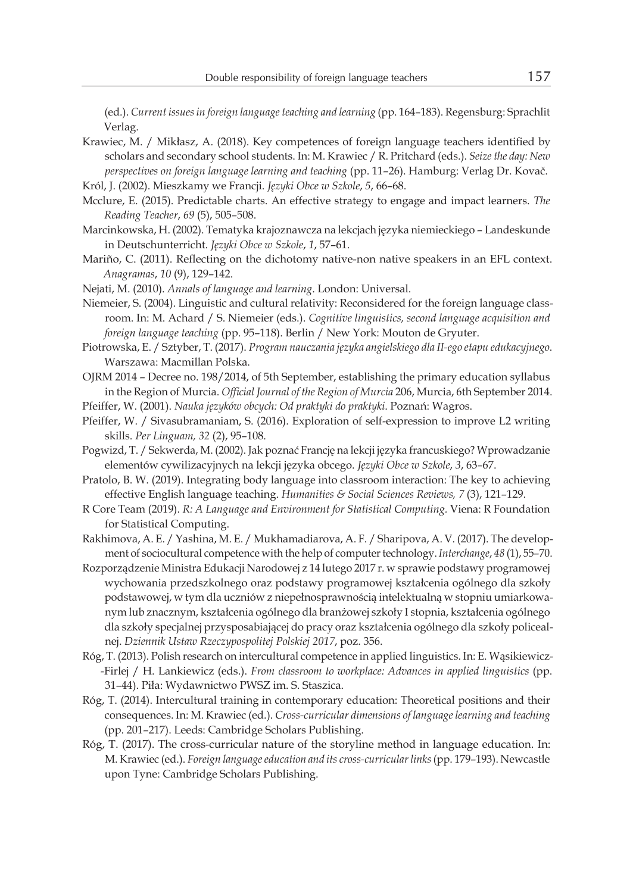(ed.). *Current issues in foreign language teaching and learning* (pp. 164–183). Regensburg: Sprachlit Verlag.

Krawiec, M. / Mikłasz, A. (2018). Key competences of foreign language teachers identified by scholars and secondary school students. In: M. Krawiec / R. Pritchard (eds.). *Seize the day: New perspectives on foreign language learning and teaching* (pp. 11–26). Hamburg: Verlag Dr. Kovač.

Król, J. (2002). Mieszkamy we Francji. *Języki Obce w Szkole*, *5*, 66–68.

Mcclure, E. (2015). Predictable charts. An effective strategy to engage and impact learners. *The Reading Teacher*, *69* (5), 505–508.

Marcinkowska, H. (2002). Tematyka krajoznawcza na lekcjach języka niemieckiego – Landeskunde in Deutschunterricht. *Języki Obce w Szkole*, *1*, 57–61.

Mariño, C. (2011). Reflecting on the dichotomy native-non native speakers in an EFL context. *Anagramas*, *10* (9), 129–142.

Nejati, M. (2010). *Annals of language and learning*. London: Universal.

Niemeier, S. (2004). Linguistic and cultural relativity: Reconsidered for the foreign language classroom. In: M. Achard / S. Niemeier (eds.). *Cognitive linguistics, second language acquisition and foreign language teaching* (pp. 95–118). Berlin / New York: Mouton de Gryuter.

Piotrowska, E. / Sztyber, T. (2017). *Program nauczania języka angielskiego dla II-ego etapu edukacyjnego*. Warszawa: Macmillan Polska.

OJRM 2014 – Decree no. 198/2014, of 5th September, establishing the primary education syllabus in the Region of Murcia. *Official Journal of the Region of Murcia* 206, Murcia, 6th September 2014.

Pfeiffer, W. (2001). *Nauka języków obcych: Od praktyki do praktyki*. Poznań: Wagros.

Pfeiffer, W. / Sivasubramaniam, S. (2016). Exploration of self-expression to improve L2 writing skills. *Per Linguam, 32* (2), 95–108.

Pogwizd, T. / Sekwerda, M. (2002). Jak poznać Francję na lekcji języka francuskiego? Wprowadzanie elementów cywilizacyjnych na lekcji języka obcego. *Języki Obce w Szkole*, *3*, 63–67.

Pratolo, B. W. (2019). Integrating body language into classroom interaction: The key to achieving effective English language teaching. *Humanities & Social Sciences Reviews, 7* (3), 121–129.

R Core Team (2019). *R: A Language and Environment for Statistical Computing.* Viena: R Foundation for Statistical Computing.

Rakhimova, A. E. / Yashina, M. E. / Mukhamadiarova, A. F. / Sharipova, A. V. (2017). The development of sociocultural competence with the help of computer technology. *Interchange*, *48* (1), 55–70.

Rozporządzenie Ministra Edukacji Narodowej z 14 lutego 2017 r. w sprawie podstawy programowej wychowania przedszkolnego oraz podstawy programowej kształcenia ogólnego dla szkoły podstawowej, w tym dla uczniów z niepełnosprawnością intelektualną w stopniu umiarkowanym lub znacznym, kształcenia ogólnego dla branżowej szkoły I stopnia, kształcenia ogólnego dla szkoły specjalnej przysposabiającej do pracy oraz kształcenia ogólnego dla szkoły policealnej. *Dziennik Ustaw Rzeczypospolitej Polskiej 2017*, poz. 356.

Róg, T. (2013). Polish research on intercultural competence in applied linguistics. In: E. Wąsikiewicz-Firlej / H. Lankiewicz (eds.). *From classroom to workplace: Advances in applied linguistics* (pp. 31–44). Piła: Wydawnictwo PWSZ im. S. Staszica.

Róg, T. (2014). Intercultural training in contemporary education: Theoretical positions and their consequences. In: M. Krawiec (ed.). *Cross-curricular dimensions of language learning and teaching* (pp. 201–217). Leeds: Cambridge Scholars Publishing.

Róg, T. (2017). The cross-curricular nature of the storyline method in language education. In: M. Krawiec (ed.). *Foreign language education and its cross-curricular links* (pp. 179–193). Newcastle upon Tyne: Cambridge Scholars Publishing.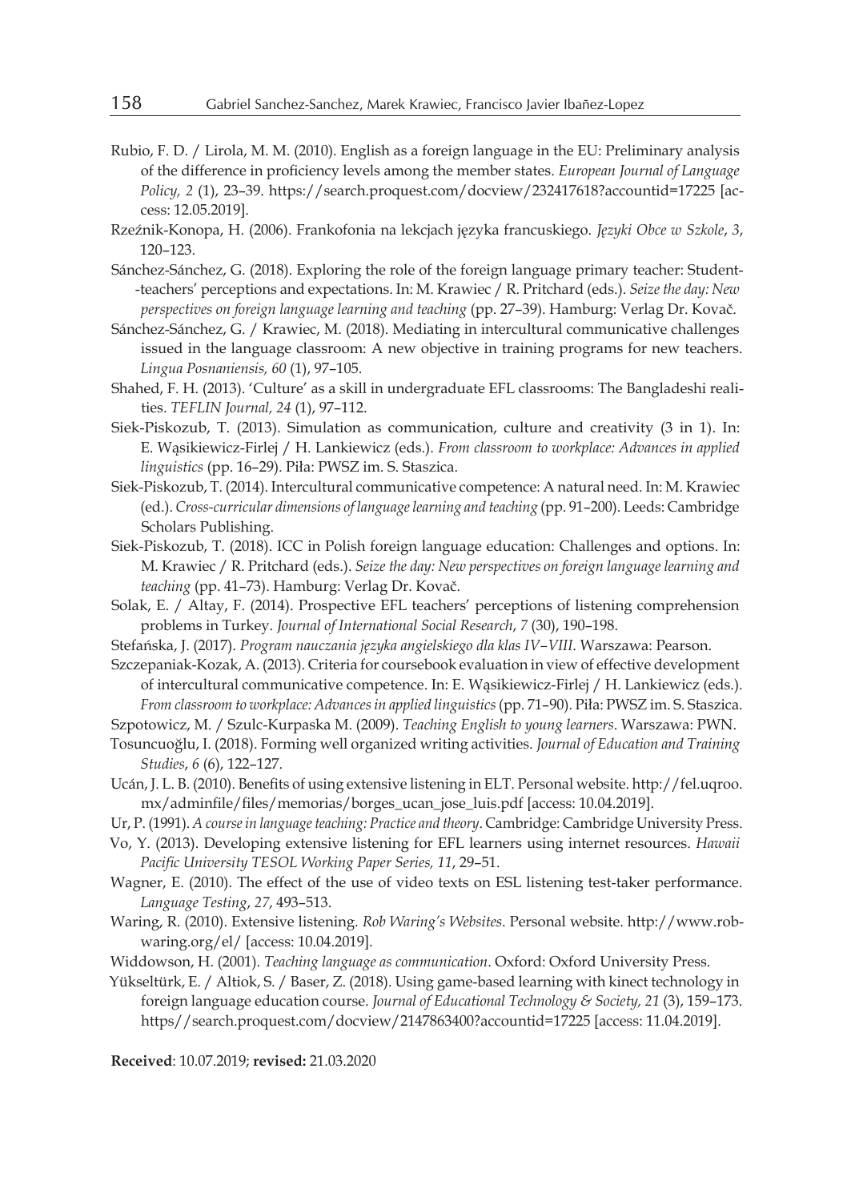Rubio, F. D. / Lirola, M. M. (2010). English as a foreign language in the EU: Preliminary analysis of the difference in proficiency levels among the member states. *European Journal of Language Policy, 2* (1), 23–39. https://search.proquest.com/docview/232417618?accountid=17225 [access: 12.05.2019].

Rzeźnik-Konopa, H. (2006). Frankofonia na lekcjach języka francuskiego. *Języki Obce w Szkole*, *3*, 120–123.

Sánchez-Sánchez, G. (2018). Exploring the role of the foreign language primary teacher: Student--teachers' perceptions and expectations. In: M. Krawiec / R. Pritchard (eds.). *Seize the day: New perspectives on foreign language learning and teaching* (pp. 27–39). Hamburg: Verlag Dr. Kovač.

Sánchez-Sánchez, G. / Krawiec, M. (2018). Mediating in intercultural communicative challenges issued in the language classroom: A new objective in training programs for new teachers. *Lingua Posnaniensis, 60* (1), 97–105.

Shahed, F. H. (2013). 'Culture' as a skill in undergraduate EFL classrooms: The Bangladeshi realities. *TEFLIN Journal, 24* (1), 97–112.

Siek-Piskozub, T. (2013). Simulation as communication, culture and creativity (3 in 1). In: E. Wąsikiewicz-Firlej / H. Lankiewicz (eds.). *From classroom to workplace: Advances in applied linguistics* (pp. 16–29). Piła: PWSZ im. S. Staszica.

Siek-Piskozub, T. (2014). Intercultural communicative competence: A natural need. In: M. Krawiec (ed.). *Cross-curricular dimensions of language learning and teaching* (pp. 91–200). Leeds: Cambridge Scholars Publishing.

Siek-Piskozub, T. (2018). ICC in Polish foreign language education: Challenges and options. In: M. Krawiec / R. Pritchard (eds.). *Seize the day: New perspectives on foreign language learning and teaching* (pp. 41–73). Hamburg: Verlag Dr. Kovač.

Solak, E. / Altay, F. (2014). Prospective EFL teachers' perceptions of listening comprehension problems in Turkey. *Journal of International Social Research*, *7* (30), 190–198.

Stefańska, J. (2017). *Program nauczania języka angielskiego dla klas IV–VIII*. Warszawa: Pearson.

Szczepaniak-Kozak, A. (2013). Criteria for coursebook evaluation in view of effective development of intercultural communicative competence. In: E. Wąsikiewicz-Firlej / H. Lankiewicz (eds.). *From classroom to workplace: Advances in applied linguistics* (pp. 71–90). Piła: PWSZ im. S. Staszica.

Szpotowicz, M. / Szulc-Kurpaska M. (2009). *Teaching English to young learners*. Warszawa: PWN.

Tosuncuoğlu, I. (2018). Forming well organized writing activities. *Journal of Education and Training Studies*, *6* (6), 122–127.

Ucán, J. L. B. (2010). Benefits of using extensive listening in ELT. Personal website. http://fel.uqroo.mx/adminfile/files/memorias/borges_ucan_jose_luis.pdf [access: 10.04.2019].

Ur, P. (1991). *A course in language teaching: Practice and theory*. Cambridge: Cambridge University Press.

Vo, Y. (2013). Developing extensive listening for EFL learners using internet resources. *Hawaii Pacific University TESOL Working Paper Series, 11*, 29–51.

Wagner, E. (2010). The effect of the use of video texts on ESL listening test-taker performance. *Language Testing*, *27*, 493–513.

Waring, R. (2010). Extensive listening. *Rob Waring's Websites*. Personal website. http://www.robwaring.org/el/ [access: 10.04.2019].

Widdowson, H. (2001). *Teaching language as communication*. Oxford: Oxford University Press.

Yükseltürk, E. / Altiok, S. / Baser, Z. (2018). Using game-based learning with kinect technology in foreign language education course. *Journal of Educational Technology & Society, 21* (3), 159–173. https//search.proquest.com/docview/2147863400?accountid=17225 [access: 11.04.2019].

**Received**: 10.07.2019; **revised:** 21.03.2020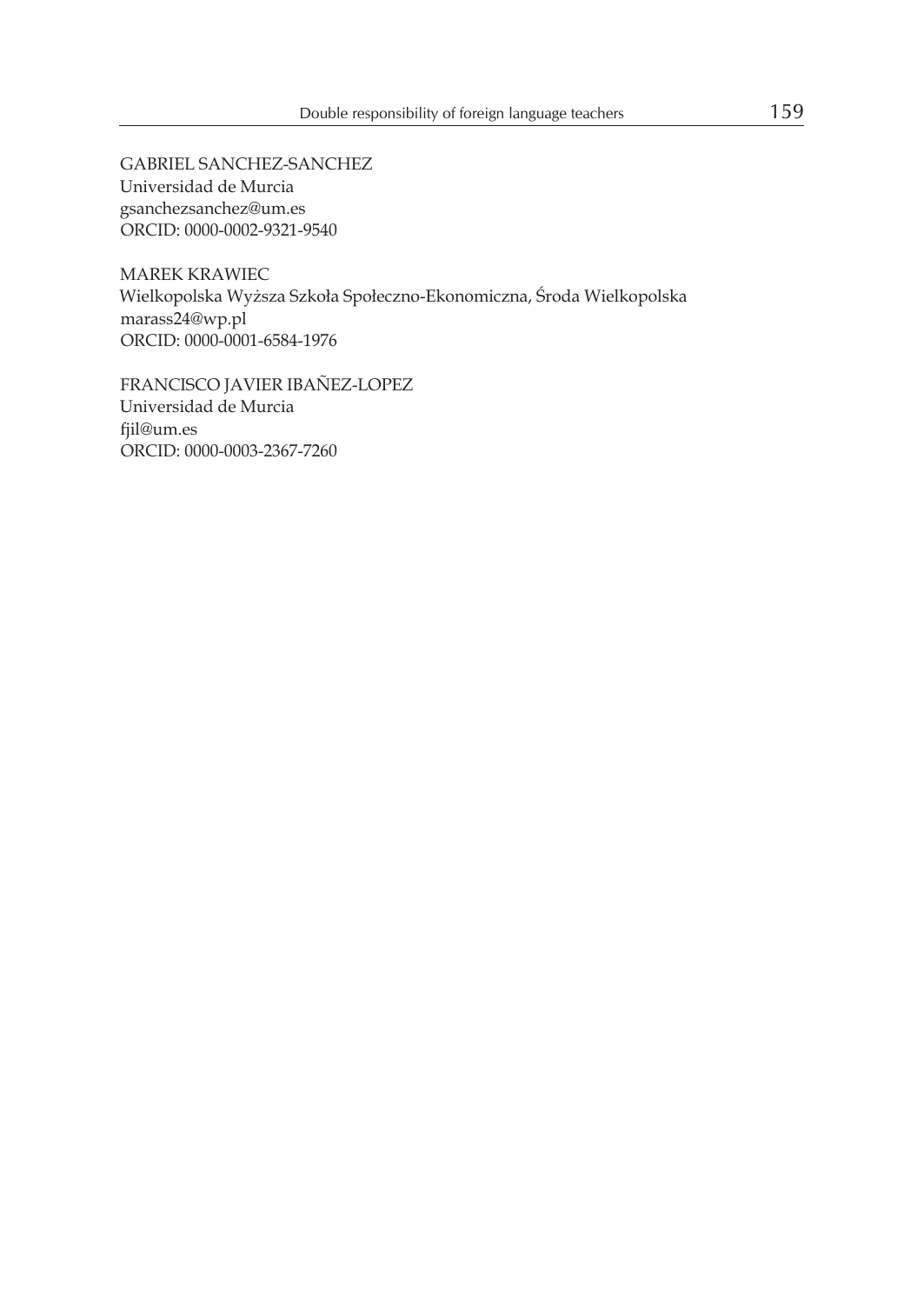GABRIEL SANCHEZ-SANCHEZ
Universidad de Murcia
gsanchezsanchez@um.es
ORCID: 0000-0002-9321-9540

MAREK KRAWIEC
Wielkopolska Wyższa Szkoła Społeczno-Ekonomiczna, Środa Wielkopolska
marass24@wp.pl
ORCID: 0000-0001-6584-1976

FRANCISCO JAVIER IBAÑEZ-LOPEZ
Universidad de Murcia
fjil@um.es
ORCID: 0000-0003-2367-7260